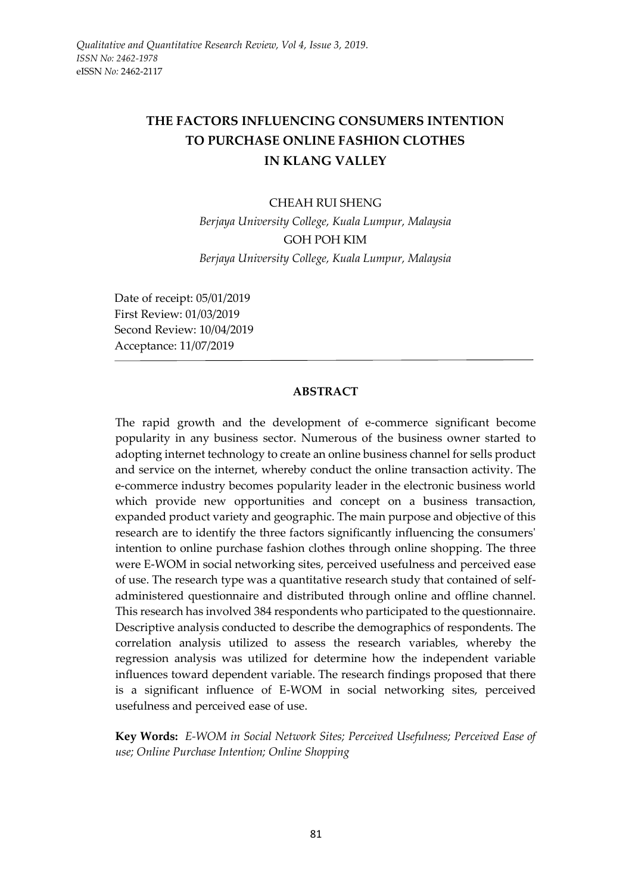# THE FACTORS INFLUENCING CONSUMERS INTENTION TO PURCHASE ONLINE FASHION CLOTHES IN KLANG VALLEY

CHEAH RUI SHENG

*Berjaya University College, Kuala Lumpur, Malaysia*

GOH POH KIM

*Berjaya University College, Kuala Lumpur, Malaysia*

Date of receipt: 05/01/2019
First Review: 01/03/2019
Second Review: 10/04/2019
Acceptance: 11/07/2019

## ABSTRACT

The rapid growth and the development of e-commerce significant become popularity in any business sector. Numerous of the business owner started to adopting internet technology to create an online business channel for sells product and service on the internet, whereby conduct the online transaction activity. The e-commerce industry becomes popularity leader in the electronic business world which provide new opportunities and concept on a business transaction, expanded product variety and geographic. The main purpose and objective of this research are to identify the three factors significantly influencing the consumers' intention to online purchase fashion clothes through online shopping. The three were E-WOM in social networking sites, perceived usefulness and perceived ease of use. The research type was a quantitative research study that contained of self-administered questionnaire and distributed through online and offline channel. This research has involved 384 respondents who participated to the questionnaire. Descriptive analysis conducted to describe the demographics of respondents. The correlation analysis utilized to assess the research variables, whereby the regression analysis was utilized for determine how the independent variable influences toward dependent variable. The research findings proposed that there is a significant influence of E-WOM in social networking sites, perceived usefulness and perceived ease of use.

**Key Words:** *E-WOM in Social Network Sites; Perceived Usefulness; Perceived Ease of use; Online Purchase Intention; Online Shopping*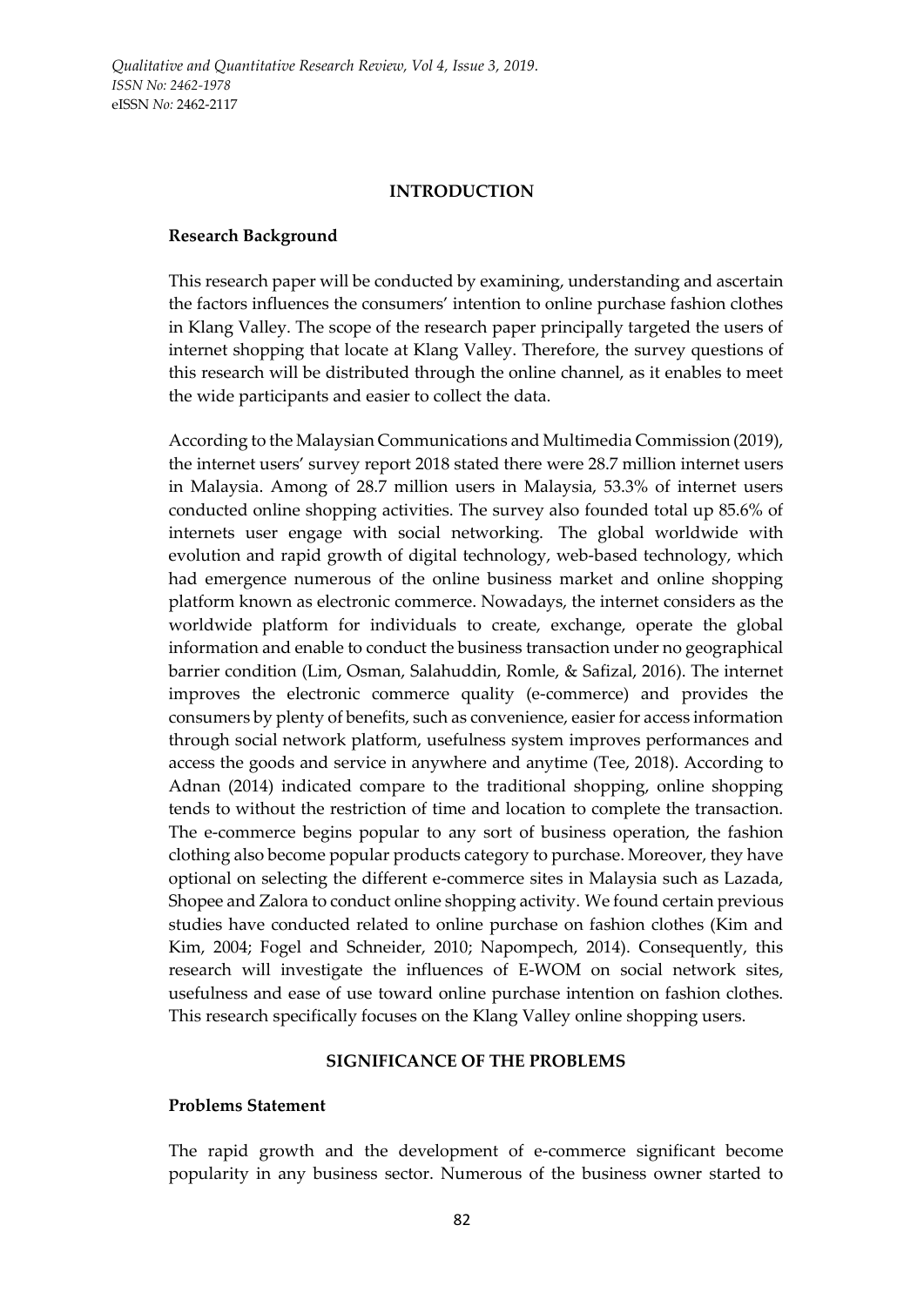## INTRODUCTION

### Research Background

This research paper will be conducted by examining, understanding and ascertain the factors influences the consumers' intention to online purchase fashion clothes in Klang Valley. The scope of the research paper principally targeted the users of internet shopping that locate at Klang Valley. Therefore, the survey questions of this research will be distributed through the online channel, as it enables to meet the wide participants and easier to collect the data.

According to the Malaysian Communications and Multimedia Commission (2019), the internet users' survey report 2018 stated there were 28.7 million internet users in Malaysia. Among of 28.7 million users in Malaysia, 53.3% of internet users conducted online shopping activities. The survey also founded total up 85.6% of internets user engage with social networking. The global worldwide with evolution and rapid growth of digital technology, web-based technology, which had emergence numerous of the online business market and online shopping platform known as electronic commerce. Nowadays, the internet considers as the worldwide platform for individuals to create, exchange, operate the global information and enable to conduct the business transaction under no geographical barrier condition (Lim, Osman, Salahuddin, Romle, & Safizal, 2016). The internet improves the electronic commerce quality (e-commerce) and provides the consumers by plenty of benefits, such as convenience, easier for access information through social network platform, usefulness system improves performances and access the goods and service in anywhere and anytime (Tee, 2018). According to Adnan (2014) indicated compare to the traditional shopping, online shopping tends to without the restriction of time and location to complete the transaction. The e-commerce begins popular to any sort of business operation, the fashion clothing also become popular products category to purchase. Moreover, they have optional on selecting the different e-commerce sites in Malaysia such as Lazada, Shopee and Zalora to conduct online shopping activity. We found certain previous studies have conducted related to online purchase on fashion clothes (Kim and Kim, 2004; Fogel and Schneider, 2010; Napompech, 2014). Consequently, this research will investigate the influences of E-WOM on social network sites, usefulness and ease of use toward online purchase intention on fashion clothes. This research specifically focuses on the Klang Valley online shopping users.

## SIGNIFICANCE OF THE PROBLEMS

### Problems Statement

The rapid growth and the development of e-commerce significant become popularity in any business sector. Numerous of the business owner started to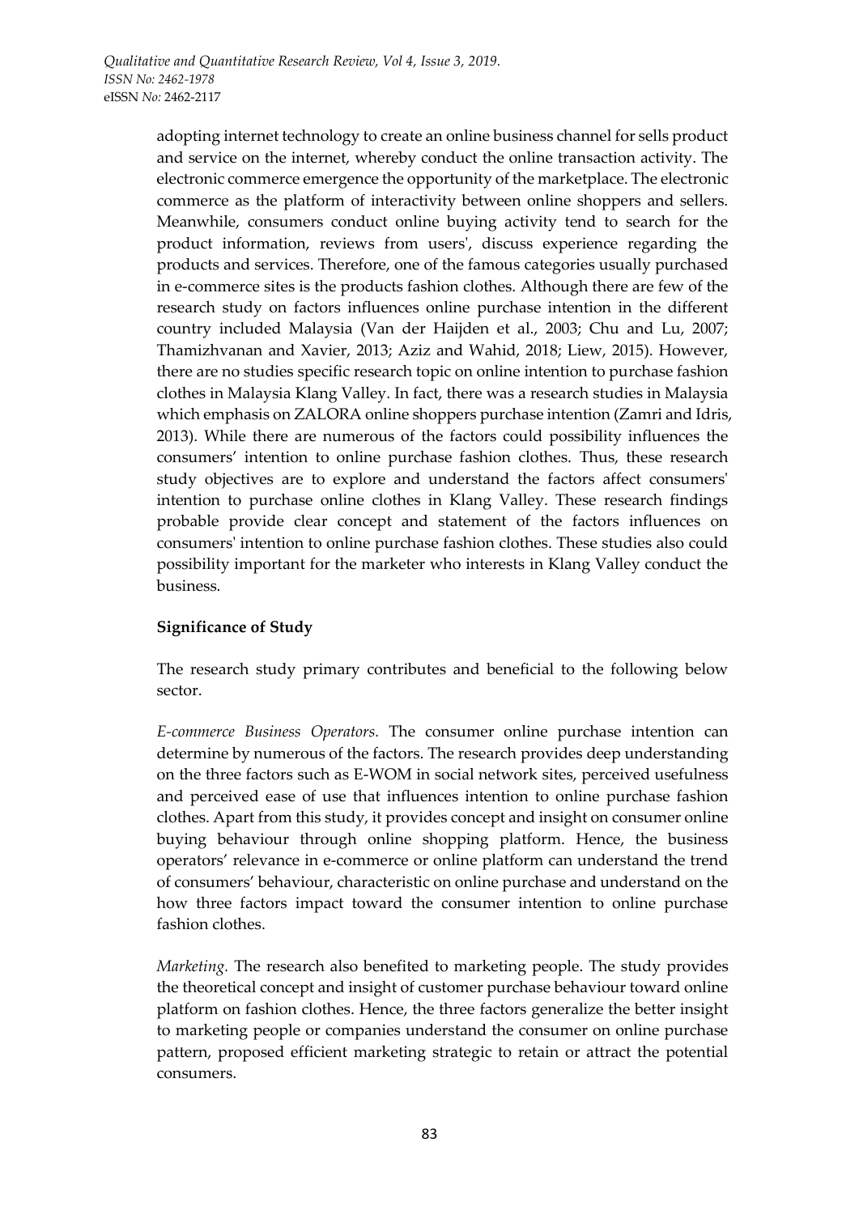adopting internet technology to create an online business channel for sells product and service on the internet, whereby conduct the online transaction activity. The electronic commerce emergence the opportunity of the marketplace. The electronic commerce as the platform of interactivity between online shoppers and sellers. Meanwhile, consumers conduct online buying activity tend to search for the product information, reviews from users', discuss experience regarding the products and services. Therefore, one of the famous categories usually purchased in e-commerce sites is the products fashion clothes. Although there are few of the research study on factors influences online purchase intention in the different country included Malaysia (Van der Haijden et al., 2003; Chu and Lu, 2007; Thamizhvanan and Xavier, 2013; Aziz and Wahid, 2018; Liew, 2015). However, there are no studies specific research topic on online intention to purchase fashion clothes in Malaysia Klang Valley. In fact, there was a research studies in Malaysia which emphasis on ZALORA online shoppers purchase intention (Zamri and Idris, 2013). While there are numerous of the factors could possibility influences the consumers' intention to online purchase fashion clothes. Thus, these research study objectives are to explore and understand the factors affect consumers' intention to purchase online clothes in Klang Valley. These research findings probable provide clear concept and statement of the factors influences on consumers' intention to online purchase fashion clothes. These studies also could possibility important for the marketer who interests in Klang Valley conduct the business.

**Significance of Study**

The research study primary contributes and beneficial to the following below sector.

*E-commerce Business Operators.* The consumer online purchase intention can determine by numerous of the factors. The research provides deep understanding on the three factors such as E-WOM in social network sites, perceived usefulness and perceived ease of use that influences intention to online purchase fashion clothes. Apart from this study, it provides concept and insight on consumer online buying behaviour through online shopping platform. Hence, the business operators' relevance in e-commerce or online platform can understand the trend of consumers' behaviour, characteristic on online purchase and understand on the how three factors impact toward the consumer intention to online purchase fashion clothes.

*Marketing.* The research also benefited to marketing people. The study provides the theoretical concept and insight of customer purchase behaviour toward online platform on fashion clothes. Hence, the three factors generalize the better insight to marketing people or companies understand the consumer on online purchase pattern, proposed efficient marketing strategic to retain or attract the potential consumers.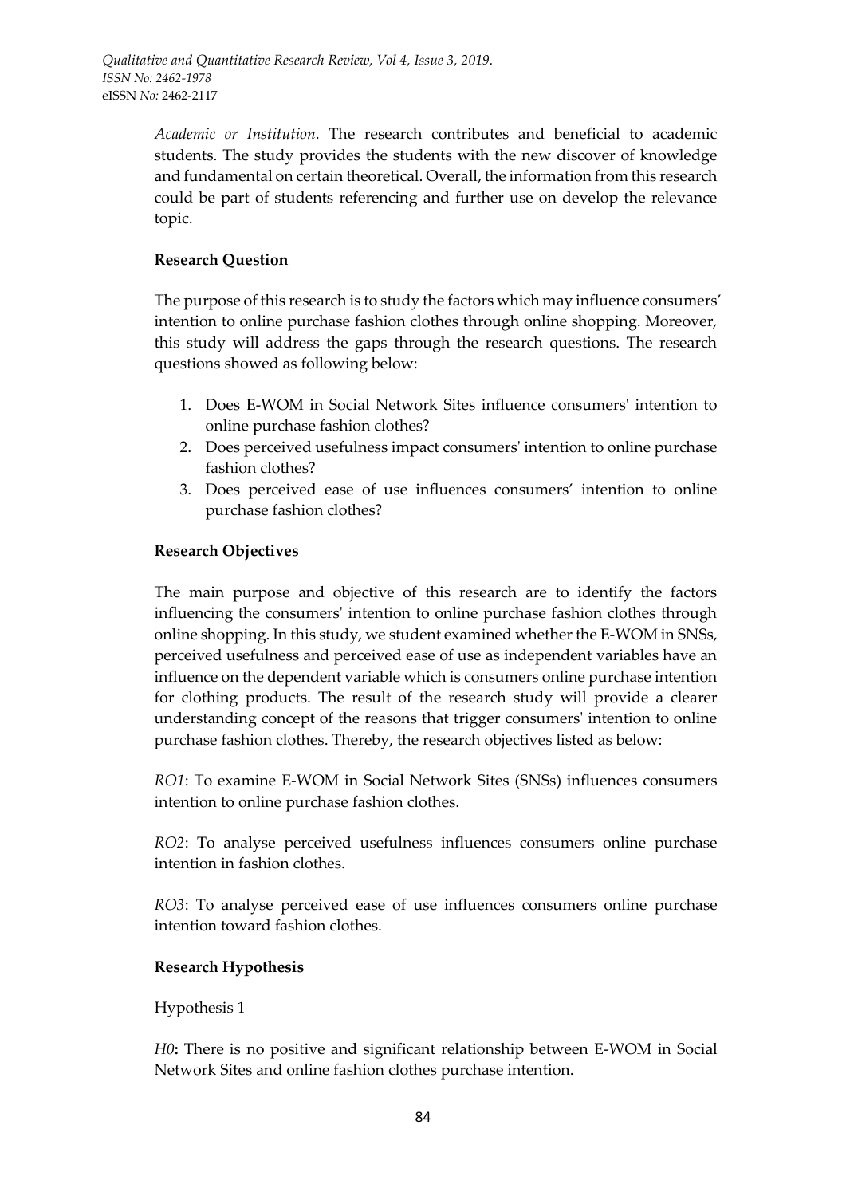*Academic or Institution.* The research contributes and beneficial to academic students. The study provides the students with the new discover of knowledge and fundamental on certain theoretical. Overall, the information from this research could be part of students referencing and further use on develop the relevance topic.

**Research Question**

The purpose of this research is to study the factors which may influence consumers' intention to online purchase fashion clothes through online shopping. Moreover, this study will address the gaps through the research questions. The research questions showed as following below:

1. Does E-WOM in Social Network Sites influence consumers' intention to online purchase fashion clothes?
2. Does perceived usefulness impact consumers' intention to online purchase fashion clothes?
3. Does perceived ease of use influences consumers' intention to online purchase fashion clothes?

**Research Objectives**

The main purpose and objective of this research are to identify the factors influencing the consumers' intention to online purchase fashion clothes through online shopping. In this study, we student examined whether the E-WOM in SNSs, perceived usefulness and perceived ease of use as independent variables have an influence on the dependent variable which is consumers online purchase intention for clothing products. The result of the research study will provide a clearer understanding concept of the reasons that trigger consumers' intention to online purchase fashion clothes. Thereby, the research objectives listed as below:

*RO1*: To examine E-WOM in Social Network Sites (SNSs) influences consumers intention to online purchase fashion clothes.

*RO2*: To analyse perceived usefulness influences consumers online purchase intention in fashion clothes.

*RO3*: To analyse perceived ease of use influences consumers online purchase intention toward fashion clothes.

**Research Hypothesis**

Hypothesis 1

*H0***:** There is no positive and significant relationship between E-WOM in Social Network Sites and online fashion clothes purchase intention.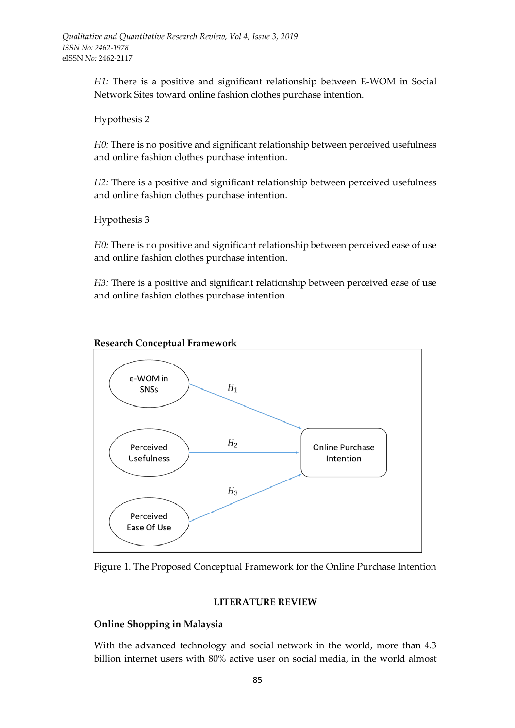*H1:* There is a positive and significant relationship between E-WOM in Social Network Sites toward online fashion clothes purchase intention.

Hypothesis 2

*H0:* There is no positive and significant relationship between perceived usefulness and online fashion clothes purchase intention.

*H2:* There is a positive and significant relationship between perceived usefulness and online fashion clothes purchase intention.

Hypothesis 3

*H0:* There is no positive and significant relationship between perceived ease of use and online fashion clothes purchase intention.

*H3:* There is a positive and significant relationship between perceived ease of use and online fashion clothes purchase intention.

**Research Conceptual Framework**

Figure 1. The Proposed Conceptual Framework for the Online Purchase Intention

## LITERATURE REVIEW

### Online Shopping in Malaysia

With the advanced technology and social network in the world, more than 4.3 billion internet users with 80% active user on social media, in the world almost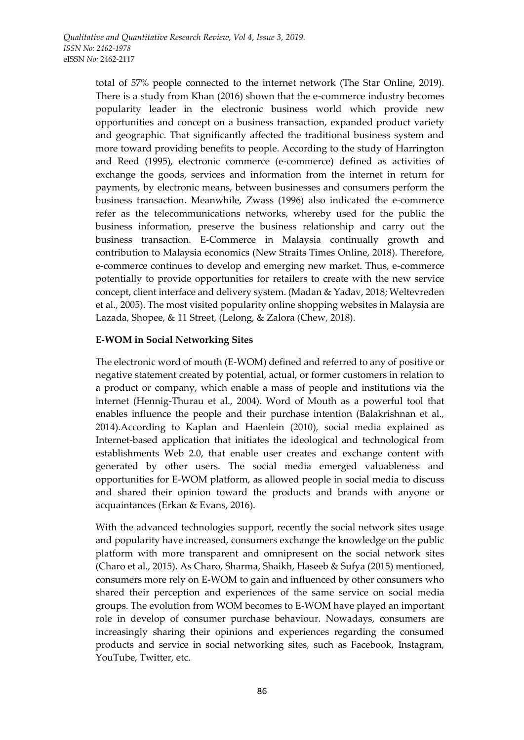total of 57% people connected to the internet network (The Star Online, 2019). There is a study from Khan (2016) shown that the e-commerce industry becomes popularity leader in the electronic business world which provide new opportunities and concept on a business transaction, expanded product variety and geographic. That significantly affected the traditional business system and more toward providing benefits to people. According to the study of Harrington and Reed (1995), electronic commerce (e-commerce) defined as activities of exchange the goods, services and information from the internet in return for payments, by electronic means, between businesses and consumers perform the business transaction. Meanwhile, Zwass (1996) also indicated the e-commerce refer as the telecommunications networks, whereby used for the public the business information, preserve the business relationship and carry out the business transaction. E-Commerce in Malaysia continually growth and contribution to Malaysia economics (New Straits Times Online, 2018). Therefore, e-commerce continues to develop and emerging new market. Thus, e-commerce potentially to provide opportunities for retailers to create with the new service concept, client interface and delivery system. (Madan & Yadav, 2018; Weltevreden et al., 2005). The most visited popularity online shopping websites in Malaysia are Lazada, Shopee, & 11 Street, (Lelong, & Zalora (Chew, 2018).

**E-WOM in Social Networking Sites**

The electronic word of mouth (E-WOM) defined and referred to any of positive or negative statement created by potential, actual, or former customers in relation to a product or company, which enable a mass of people and institutions via the internet (Hennig-Thurau et al., 2004). Word of Mouth as a powerful tool that enables influence the people and their purchase intention (Balakrishnan et al., 2014).According to Kaplan and Haenlein (2010), social media explained as Internet-based application that initiates the ideological and technological from establishments Web 2.0, that enable user creates and exchange content with generated by other users. The social media emerged valuableness and opportunities for E-WOM platform, as allowed people in social media to discuss and shared their opinion toward the products and brands with anyone or acquaintances (Erkan & Evans, 2016).

With the advanced technologies support, recently the social network sites usage and popularity have increased, consumers exchange the knowledge on the public platform with more transparent and omnipresent on the social network sites (Charo et al., 2015). As Charo, Sharma, Shaikh, Haseeb & Sufya (2015) mentioned, consumers more rely on E-WOM to gain and influenced by other consumers who shared their perception and experiences of the same service on social media groups. The evolution from WOM becomes to E-WOM have played an important role in develop of consumer purchase behaviour. Nowadays, consumers are increasingly sharing their opinions and experiences regarding the consumed products and service in social networking sites, such as Facebook, Instagram, YouTube, Twitter, etc.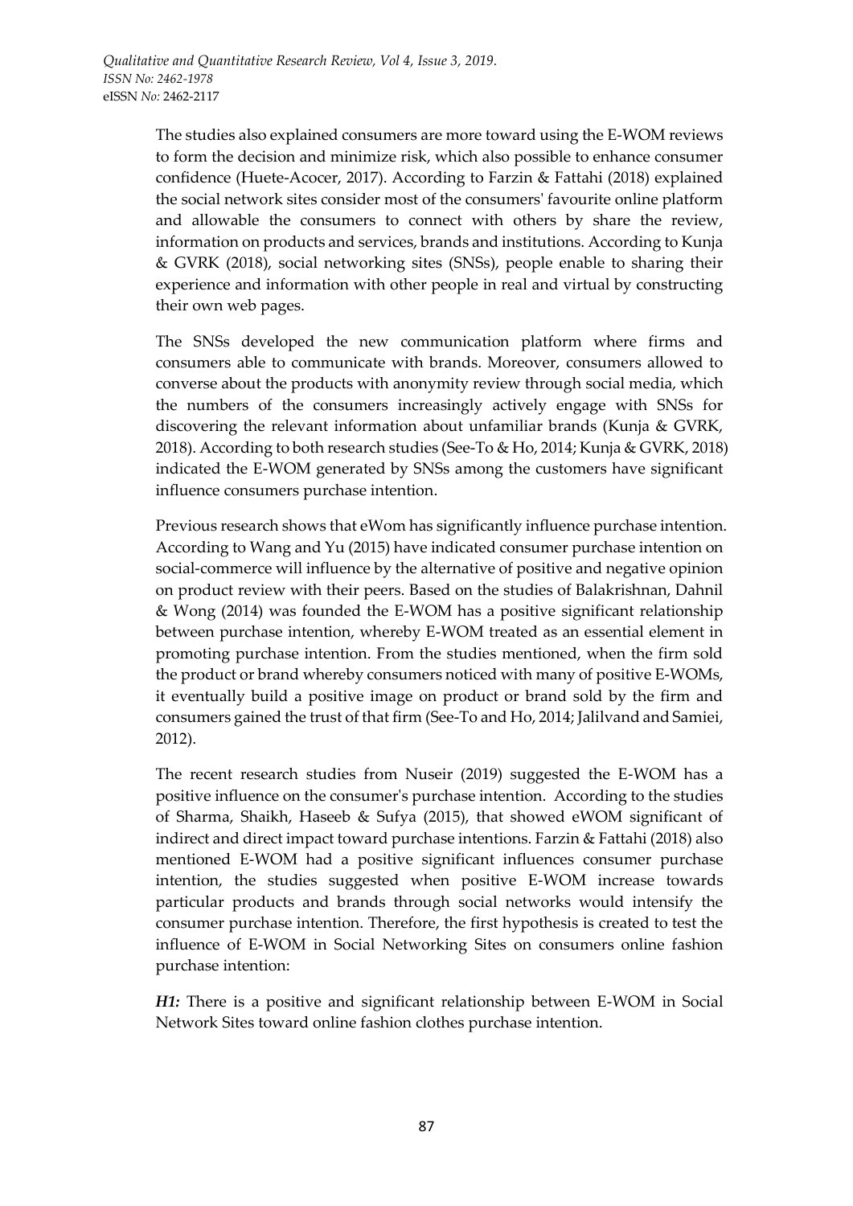The studies also explained consumers are more toward using the E-WOM reviews to form the decision and minimize risk, which also possible to enhance consumer confidence (Huete-Acocer, 2017). According to Farzin & Fattahi (2018) explained the social network sites consider most of the consumers' favourite online platform and allowable the consumers to connect with others by share the review, information on products and services, brands and institutions. According to Kunja & GVRK (2018), social networking sites (SNSs), people enable to sharing their experience and information with other people in real and virtual by constructing their own web pages.

The SNSs developed the new communication platform where firms and consumers able to communicate with brands. Moreover, consumers allowed to converse about the products with anonymity review through social media, which the numbers of the consumers increasingly actively engage with SNSs for discovering the relevant information about unfamiliar brands (Kunja & GVRK, 2018). According to both research studies (See-To & Ho, 2014; Kunja & GVRK, 2018) indicated the E-WOM generated by SNSs among the customers have significant influence consumers purchase intention.

Previous research shows that eWom has significantly influence purchase intention. According to Wang and Yu (2015) have indicated consumer purchase intention on social-commerce will influence by the alternative of positive and negative opinion on product review with their peers. Based on the studies of Balakrishnan, Dahnil & Wong (2014) was founded the E-WOM has a positive significant relationship between purchase intention, whereby E-WOM treated as an essential element in promoting purchase intention. From the studies mentioned, when the firm sold the product or brand whereby consumers noticed with many of positive E-WOMs, it eventually build a positive image on product or brand sold by the firm and consumers gained the trust of that firm (See-To and Ho, 2014; Jalilvand and Samiei, 2012).

The recent research studies from Nuseir (2019) suggested the E-WOM has a positive influence on the consumer's purchase intention. According to the studies of Sharma, Shaikh, Haseeb & Sufya (2015), that showed eWOM significant of indirect and direct impact toward purchase intentions. Farzin & Fattahi (2018) also mentioned E-WOM had a positive significant influences consumer purchase intention, the studies suggested when positive E-WOM increase towards particular products and brands through social networks would intensify the consumer purchase intention. Therefore, the first hypothesis is created to test the influence of E-WOM in Social Networking Sites on consumers online fashion purchase intention:

***H1:*** There is a positive and significant relationship between E-WOM in Social Network Sites toward online fashion clothes purchase intention.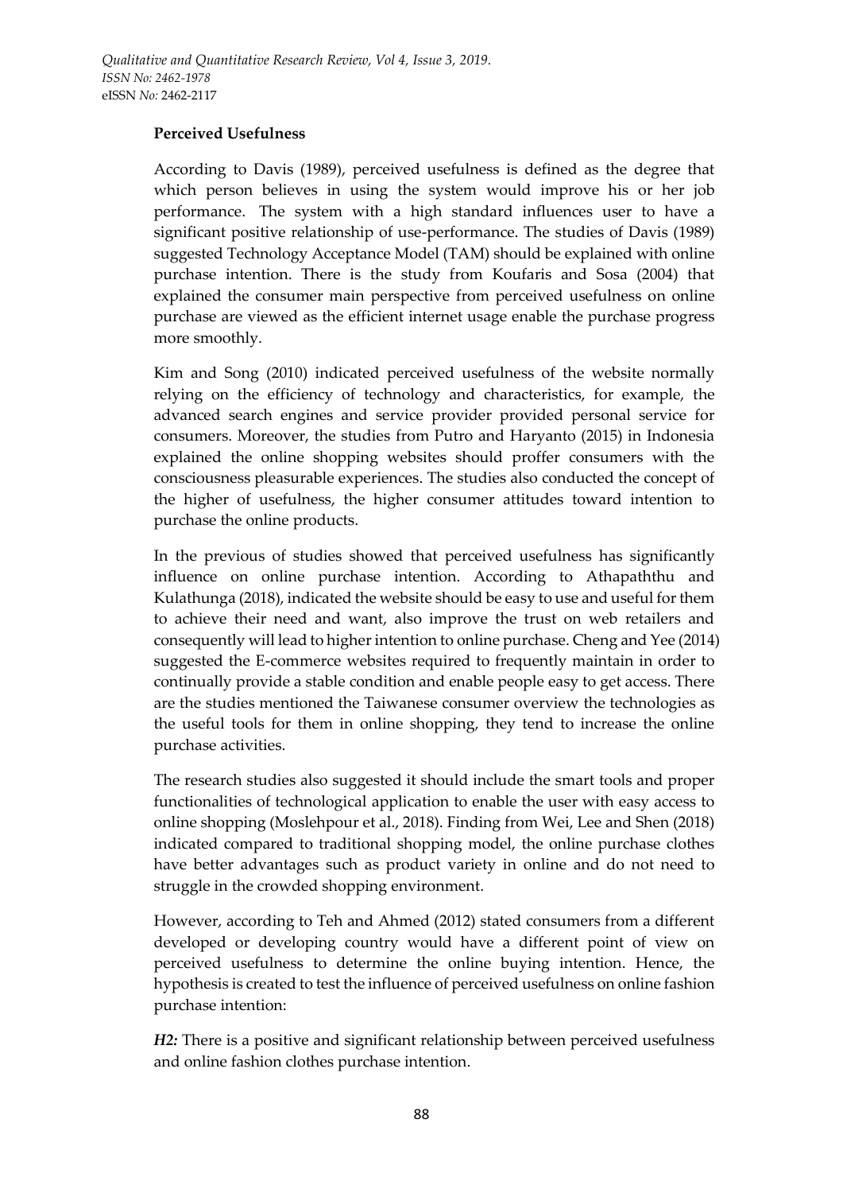**Perceived Usefulness**

According to Davis (1989), perceived usefulness is defined as the degree that which person believes in using the system would improve his or her job performance. The system with a high standard influences user to have a significant positive relationship of use-performance. The studies of Davis (1989) suggested Technology Acceptance Model (TAM) should be explained with online purchase intention. There is the study from Koufaris and Sosa (2004) that explained the consumer main perspective from perceived usefulness on online purchase are viewed as the efficient internet usage enable the purchase progress more smoothly.

Kim and Song (2010) indicated perceived usefulness of the website normally relying on the efficiency of technology and characteristics, for example, the advanced search engines and service provider provided personal service for consumers. Moreover, the studies from Putro and Haryanto (2015) in Indonesia explained the online shopping websites should proffer consumers with the consciousness pleasurable experiences. The studies also conducted the concept of the higher of usefulness, the higher consumer attitudes toward intention to purchase the online products.

In the previous of studies showed that perceived usefulness has significantly influence on online purchase intention. According to Athapaththu and Kulathunga (2018), indicated the website should be easy to use and useful for them to achieve their need and want, also improve the trust on web retailers and consequently will lead to higher intention to online purchase. Cheng and Yee (2014) suggested the E-commerce websites required to frequently maintain in order to continually provide a stable condition and enable people easy to get access. There are the studies mentioned the Taiwanese consumer overview the technologies as the useful tools for them in online shopping, they tend to increase the online purchase activities.

The research studies also suggested it should include the smart tools and proper functionalities of technological application to enable the user with easy access to online shopping (Moslehpour et al., 2018). Finding from Wei, Lee and Shen (2018) indicated compared to traditional shopping model, the online purchase clothes have better advantages such as product variety in online and do not need to struggle in the crowded shopping environment.

However, according to Teh and Ahmed (2012) stated consumers from a different developed or developing country would have a different point of view on perceived usefulness to determine the online buying intention. Hence, the hypothesis is created to test the influence of perceived usefulness on online fashion purchase intention:

***H2:*** There is a positive and significant relationship between perceived usefulness and online fashion clothes purchase intention.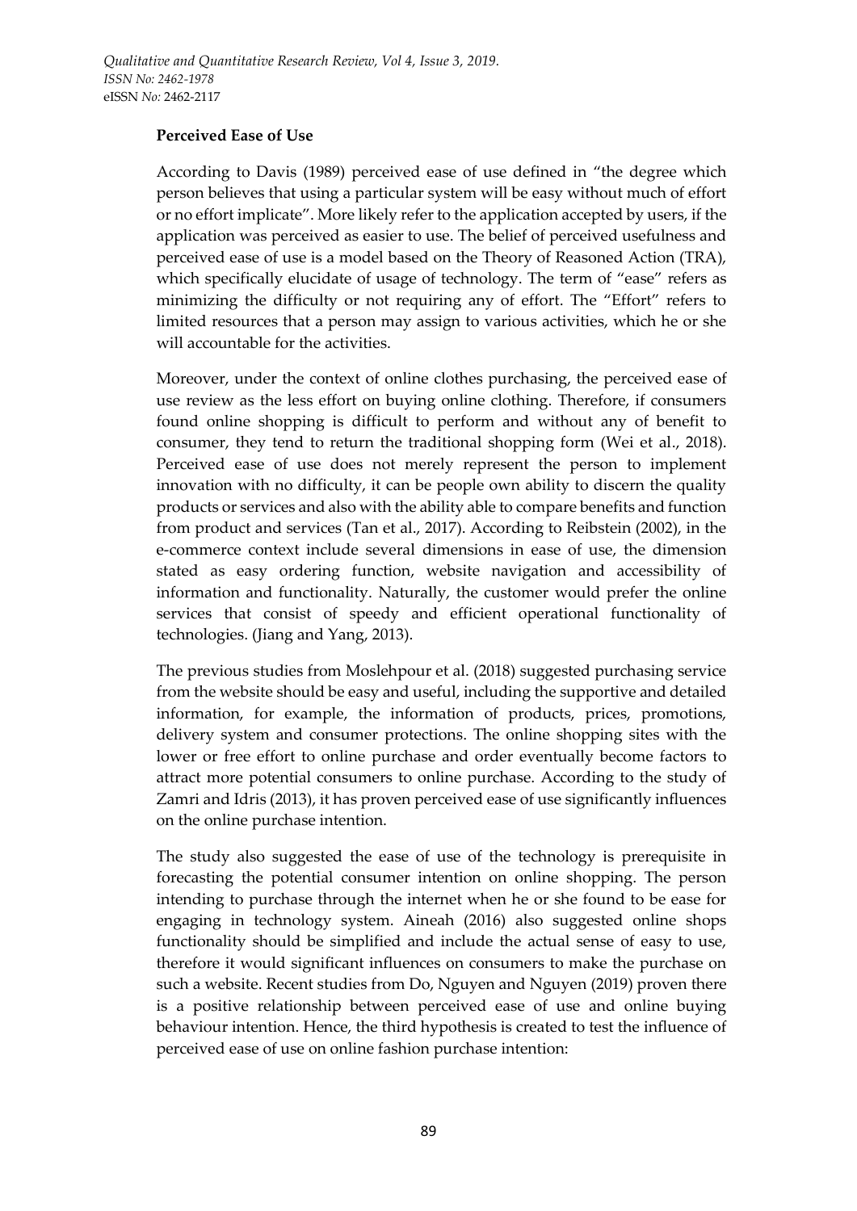**Perceived Ease of Use**

According to Davis (1989) perceived ease of use defined in "the degree which person believes that using a particular system will be easy without much of effort or no effort implicate". More likely refer to the application accepted by users, if the application was perceived as easier to use. The belief of perceived usefulness and perceived ease of use is a model based on the Theory of Reasoned Action (TRA), which specifically elucidate of usage of technology. The term of "ease" refers as minimizing the difficulty or not requiring any of effort. The "Effort" refers to limited resources that a person may assign to various activities, which he or she will accountable for the activities.

Moreover, under the context of online clothes purchasing, the perceived ease of use review as the less effort on buying online clothing. Therefore, if consumers found online shopping is difficult to perform and without any of benefit to consumer, they tend to return the traditional shopping form (Wei et al., 2018). Perceived ease of use does not merely represent the person to implement innovation with no difficulty, it can be people own ability to discern the quality products or services and also with the ability able to compare benefits and function from product and services (Tan et al., 2017). According to Reibstein (2002), in the e-commerce context include several dimensions in ease of use, the dimension stated as easy ordering function, website navigation and accessibility of information and functionality. Naturally, the customer would prefer the online services that consist of speedy and efficient operational functionality of technologies. (Jiang and Yang, 2013).

The previous studies from Moslehpour et al. (2018) suggested purchasing service from the website should be easy and useful, including the supportive and detailed information, for example, the information of products, prices, promotions, delivery system and consumer protections. The online shopping sites with the lower or free effort to online purchase and order eventually become factors to attract more potential consumers to online purchase. According to the study of Zamri and Idris (2013), it has proven perceived ease of use significantly influences on the online purchase intention.

The study also suggested the ease of use of the technology is prerequisite in forecasting the potential consumer intention on online shopping. The person intending to purchase through the internet when he or she found to be ease for engaging in technology system. Aineah (2016) also suggested online shops functionality should be simplified and include the actual sense of easy to use, therefore it would significant influences on consumers to make the purchase on such a website. Recent studies from Do, Nguyen and Nguyen (2019) proven there is a positive relationship between perceived ease of use and online buying behaviour intention. Hence, the third hypothesis is created to test the influence of perceived ease of use on online fashion purchase intention: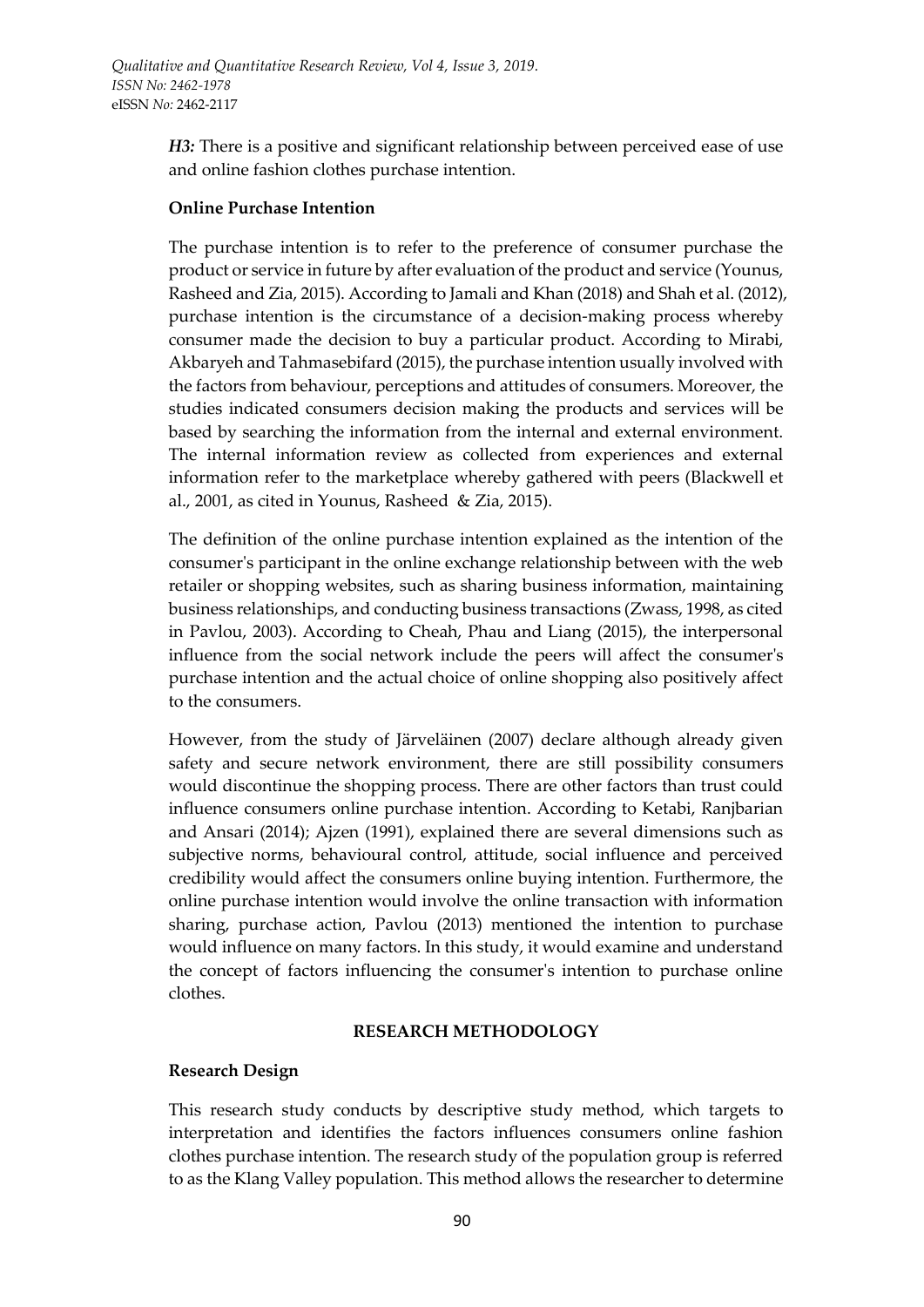*H3:* There is a positive and significant relationship between perceived ease of use and online fashion clothes purchase intention.

**Online Purchase Intention**

The purchase intention is to refer to the preference of consumer purchase the product or service in future by after evaluation of the product and service (Younus, Rasheed and Zia, 2015). According to Jamali and Khan (2018) and Shah et al. (2012), purchase intention is the circumstance of a decision-making process whereby consumer made the decision to buy a particular product. According to Mirabi, Akbaryeh and Tahmasebifard (2015), the purchase intention usually involved with the factors from behaviour, perceptions and attitudes of consumers. Moreover, the studies indicated consumers decision making the products and services will be based by searching the information from the internal and external environment. The internal information review as collected from experiences and external information refer to the marketplace whereby gathered with peers (Blackwell et al., 2001, as cited in Younus, Rasheed & Zia, 2015).

The definition of the online purchase intention explained as the intention of the consumer's participant in the online exchange relationship between with the web retailer or shopping websites, such as sharing business information, maintaining business relationships, and conducting business transactions (Zwass, 1998, as cited in Pavlou, 2003). According to Cheah, Phau and Liang (2015), the interpersonal influence from the social network include the peers will affect the consumer's purchase intention and the actual choice of online shopping also positively affect to the consumers.

However, from the study of Järveläinen (2007) declare although already given safety and secure network environment, there are still possibility consumers would discontinue the shopping process. There are other factors than trust could influence consumers online purchase intention. According to Ketabi, Ranjbarian and Ansari (2014); Ajzen (1991), explained there are several dimensions such as subjective norms, behavioural control, attitude, social influence and perceived credibility would affect the consumers online buying intention. Furthermore, the online purchase intention would involve the online transaction with information sharing, purchase action, Pavlou (2013) mentioned the intention to purchase would influence on many factors. In this study, it would examine and understand the concept of factors influencing the consumer's intention to purchase online clothes.

## RESEARCH METHODOLOGY

**Research Design**

This research study conducts by descriptive study method, which targets to interpretation and identifies the factors influences consumers online fashion clothes purchase intention. The research study of the population group is referred to as the Klang Valley population. This method allows the researcher to determine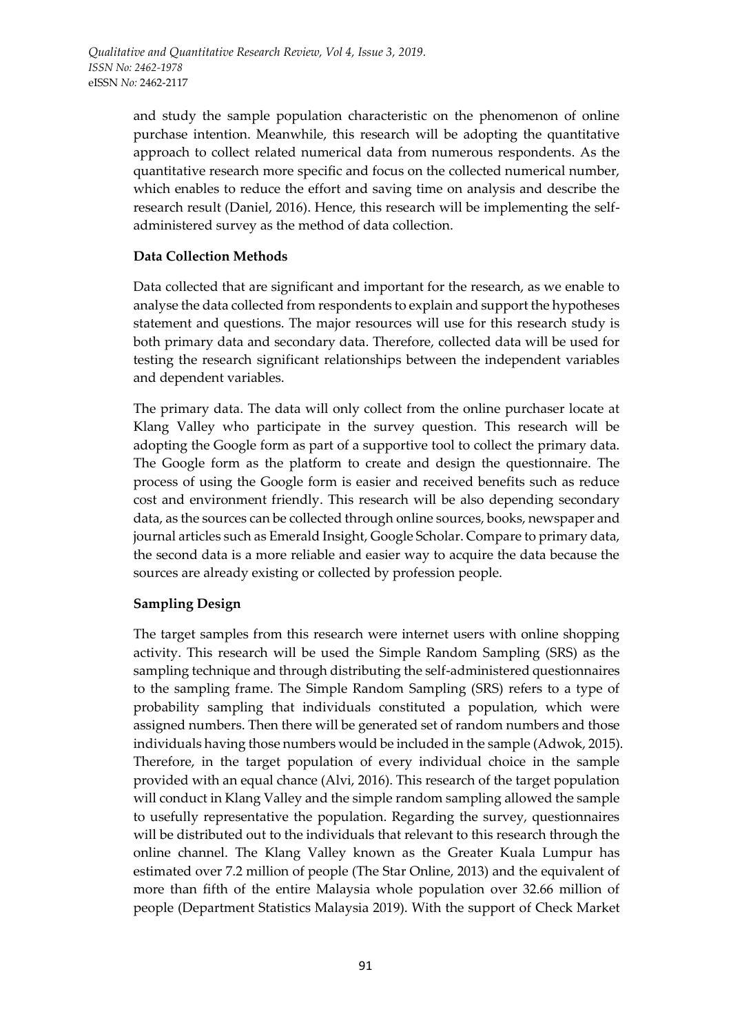and study the sample population characteristic on the phenomenon of online purchase intention. Meanwhile, this research will be adopting the quantitative approach to collect related numerical data from numerous respondents. As the quantitative research more specific and focus on the collected numerical number, which enables to reduce the effort and saving time on analysis and describe the research result (Daniel, 2016). Hence, this research will be implementing the self-administered survey as the method of data collection.

**Data Collection Methods**

Data collected that are significant and important for the research, as we enable to analyse the data collected from respondents to explain and support the hypotheses statement and questions. The major resources will use for this research study is both primary data and secondary data. Therefore, collected data will be used for testing the research significant relationships between the independent variables and dependent variables.

The primary data. The data will only collect from the online purchaser locate at Klang Valley who participate in the survey question. This research will be adopting the Google form as part of a supportive tool to collect the primary data. The Google form as the platform to create and design the questionnaire. The process of using the Google form is easier and received benefits such as reduce cost and environment friendly. This research will be also depending secondary data, as the sources can be collected through online sources, books, newspaper and journal articles such as Emerald Insight, Google Scholar. Compare to primary data, the second data is a more reliable and easier way to acquire the data because the sources are already existing or collected by profession people.

**Sampling Design**

The target samples from this research were internet users with online shopping activity. This research will be used the Simple Random Sampling (SRS) as the sampling technique and through distributing the self-administered questionnaires to the sampling frame. The Simple Random Sampling (SRS) refers to a type of probability sampling that individuals constituted a population, which were assigned numbers. Then there will be generated set of random numbers and those individuals having those numbers would be included in the sample (Adwok, 2015). Therefore, in the target population of every individual choice in the sample provided with an equal chance (Alvi, 2016). This research of the target population will conduct in Klang Valley and the simple random sampling allowed the sample to usefully representative the population. Regarding the survey, questionnaires will be distributed out to the individuals that relevant to this research through the online channel. The Klang Valley known as the Greater Kuala Lumpur has estimated over 7.2 million of people (The Star Online, 2013) and the equivalent of more than fifth of the entire Malaysia whole population over 32.66 million of people (Department Statistics Malaysia 2019). With the support of Check Market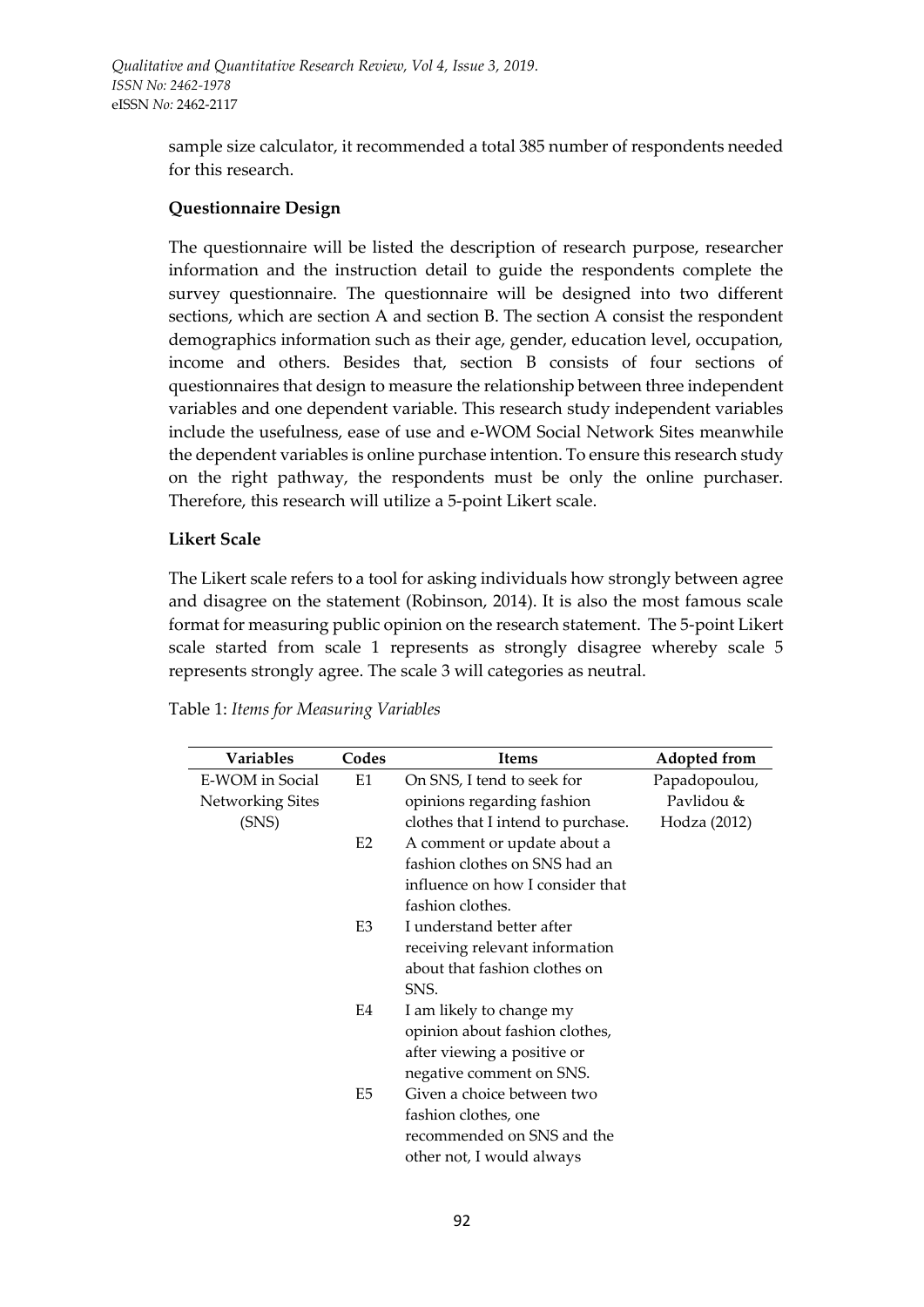sample size calculator, it recommended a total 385 number of respondents needed for this research.

**Questionnaire Design**

The questionnaire will be listed the description of research purpose, researcher information and the instruction detail to guide the respondents complete the survey questionnaire. The questionnaire will be designed into two different sections, which are section A and section B. The section A consist the respondent demographics information such as their age, gender, education level, occupation, income and others. Besides that, section B consists of four sections of questionnaires that design to measure the relationship between three independent variables and one dependent variable. This research study independent variables include the usefulness, ease of use and e-WOM Social Network Sites meanwhile the dependent variables is online purchase intention. To ensure this research study on the right pathway, the respondents must be only the online purchaser. Therefore, this research will utilize a 5-point Likert scale.

**Likert Scale**

The Likert scale refers to a tool for asking individuals how strongly between agree and disagree on the statement (Robinson, 2014). It is also the most famous scale format for measuring public opinion on the research statement. The 5-point Likert scale started from scale 1 represents as strongly disagree whereby scale 5 represents strongly agree. The scale 3 will categories as neutral.

Table 1: *Items for Measuring Variables*

| Variables | Codes | Items | Adopted from |
|---|---|---|---|
| E-WOM in Social Networking Sites (SNS) | E1 | On SNS, I tend to seek for opinions regarding fashion clothes that I intend to purchase. | Papadopoulou, Pavlidou & Hodza (2012) |
| | E2 | A comment or update about a fashion clothes on SNS had an influence on how I consider that fashion clothes. | |
| | E3 | I understand better after receiving relevant information about that fashion clothes on SNS. | |
| | E4 | I am likely to change my opinion about fashion clothes, after viewing a positive or negative comment on SNS. | |
| | E5 | Given a choice between two fashion clothes, one recommended on SNS and the other not, I would always | |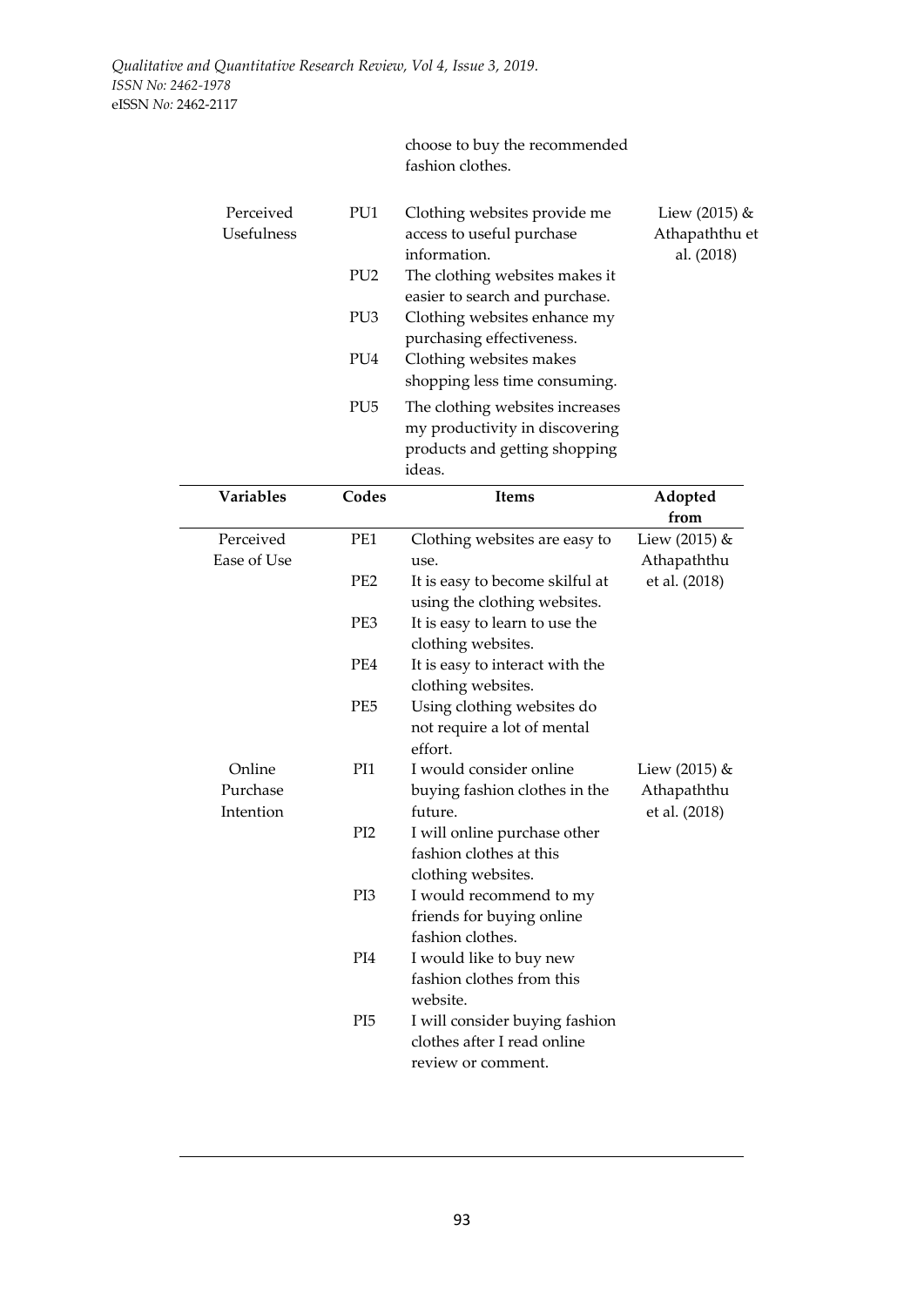| Variables | Codes | Items | Adopted from |
|---|---|---|---|
| | | choose to buy the recommended fashion clothes. | |
| Perceived Usefulness | PU1 | Clothing websites provide me access to useful purchase information. | Liew (2015) & Athapaththu et al. (2018) |
| | PU2 | The clothing websites makes it easier to search and purchase. | |
| | PU3 | Clothing websites enhance my purchasing effectiveness. | |
| | PU4 | Clothing websites makes shopping less time consuming. | |
| | PU5 | The clothing websites increases my productivity in discovering products and getting shopping ideas. | |
| Perceived Ease of Use | PE1 | Clothing websites are easy to use. | Liew (2015) & Athapaththu et al. (2018) |
| | PE2 | It is easy to become skilful at using the clothing websites. | |
| | PE3 | It is easy to learn to use the clothing websites. | |
| | PE4 | It is easy to interact with the clothing websites. | |
| | PE5 | Using clothing websites do not require a lot of mental effort. | |
| Online Purchase Intention | PI1 | I would consider online buying fashion clothes in the future. | Liew (2015) & Athapaththu et al. (2018) |
| | PI2 | I will online purchase other fashion clothes at this clothing websites. | |
| | PI3 | I would recommend to my friends for buying online fashion clothes. | |
| | PI4 | I would like to buy new fashion clothes from this website. | |
| | PI5 | I will consider buying fashion clothes after I read online review or comment. | |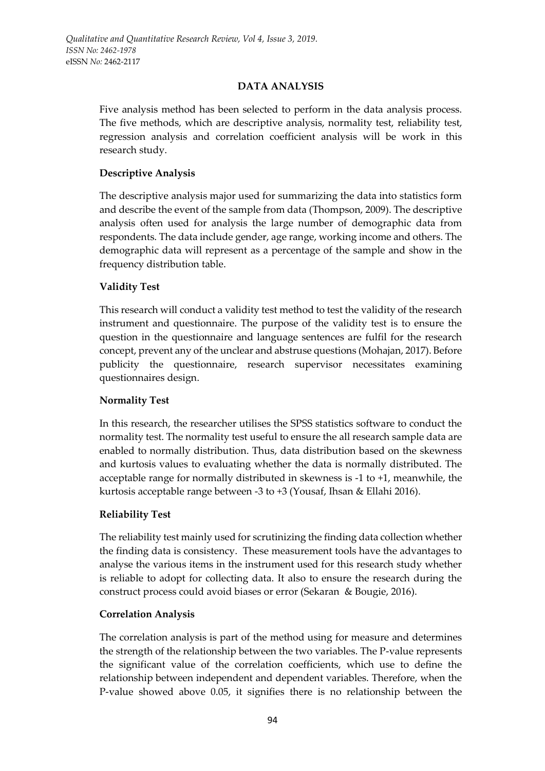## DATA ANALYSIS

Five analysis method has been selected to perform in the data analysis process. The five methods, which are descriptive analysis, normality test, reliability test, regression analysis and correlation coefficient analysis will be work in this research study.

### Descriptive Analysis

The descriptive analysis major used for summarizing the data into statistics form and describe the event of the sample from data (Thompson, 2009). The descriptive analysis often used for analysis the large number of demographic data from respondents. The data include gender, age range, working income and others. The demographic data will represent as a percentage of the sample and show in the frequency distribution table.

### Validity Test

This research will conduct a validity test method to test the validity of the research instrument and questionnaire. The purpose of the validity test is to ensure the question in the questionnaire and language sentences are fulfil for the research concept, prevent any of the unclear and abstruse questions (Mohajan, 2017). Before publicity the questionnaire, research supervisor necessitates examining questionnaires design.

### Normality Test

In this research, the researcher utilises the SPSS statistics software to conduct the normality test. The normality test useful to ensure the all research sample data are enabled to normally distribution. Thus, data distribution based on the skewness and kurtosis values to evaluating whether the data is normally distributed. The acceptable range for normally distributed in skewness is -1 to +1, meanwhile, the kurtosis acceptable range between -3 to +3 (Yousaf, Ihsan & Ellahi 2016).

### Reliability Test

The reliability test mainly used for scrutinizing the finding data collection whether the finding data is consistency. These measurement tools have the advantages to analyse the various items in the instrument used for this research study whether is reliable to adopt for collecting data. It also to ensure the research during the construct process could avoid biases or error (Sekaran & Bougie, 2016).

### Correlation Analysis

The correlation analysis is part of the method using for measure and determines the strength of the relationship between the two variables. The P-value represents the significant value of the correlation coefficients, which use to define the relationship between independent and dependent variables. Therefore, when the P-value showed above 0.05, it signifies there is no relationship between the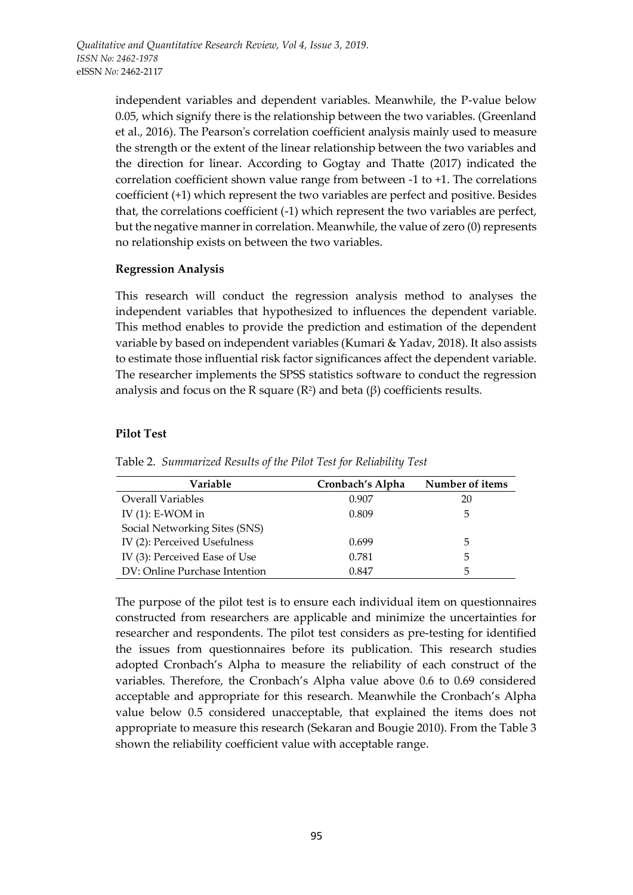independent variables and dependent variables. Meanwhile, the P-value below 0.05, which signify there is the relationship between the two variables. (Greenland et al., 2016). The Pearson's correlation coefficient analysis mainly used to measure the strength or the extent of the linear relationship between the two variables and the direction for linear. According to Gogtay and Thatte (2017) indicated the correlation coefficient shown value range from between -1 to +1. The correlations coefficient (+1) which represent the two variables are perfect and positive. Besides that, the correlations coefficient (-1) which represent the two variables are perfect, but the negative manner in correlation. Meanwhile, the value of zero (0) represents no relationship exists on between the two variables.

**Regression Analysis**

This research will conduct the regression analysis method to analyses the independent variables that hypothesized to influences the dependent variable. This method enables to provide the prediction and estimation of the dependent variable by based on independent variables (Kumari & Yadav, 2018). It also assists to estimate those influential risk factor significances affect the dependent variable. The researcher implements the SPSS statistics software to conduct the regression analysis and focus on the R square ($R^2$) and beta ($\beta$) coefficients results.

**Pilot Test**

Table 2. *Summarized Results of the Pilot Test for Reliability Test*

| Variable | Cronbach's Alpha | Number of items |
|---|---|---|
| Overall Variables | 0.907 | 20 |
| IV (1): E-WOM in Social Networking Sites (SNS) | 0.809 | 5 |
| IV (2): Perceived Usefulness | 0.699 | 5 |
| IV (3): Perceived Ease of Use | 0.781 | 5 |
| DV: Online Purchase Intention | 0.847 | 5 |

The purpose of the pilot test is to ensure each individual item on questionnaires constructed from researchers are applicable and minimize the uncertainties for researcher and respondents. The pilot test considers as pre-testing for identified the issues from questionnaires before its publication. This research studies adopted Cronbach's Alpha to measure the reliability of each construct of the variables. Therefore, the Cronbach's Alpha value above 0.6 to 0.69 considered acceptable and appropriate for this research. Meanwhile the Cronbach's Alpha value below 0.5 considered unacceptable, that explained the items does not appropriate to measure this research (Sekaran and Bougie 2010). From the Table 3 shown the reliability coefficient value with acceptable range.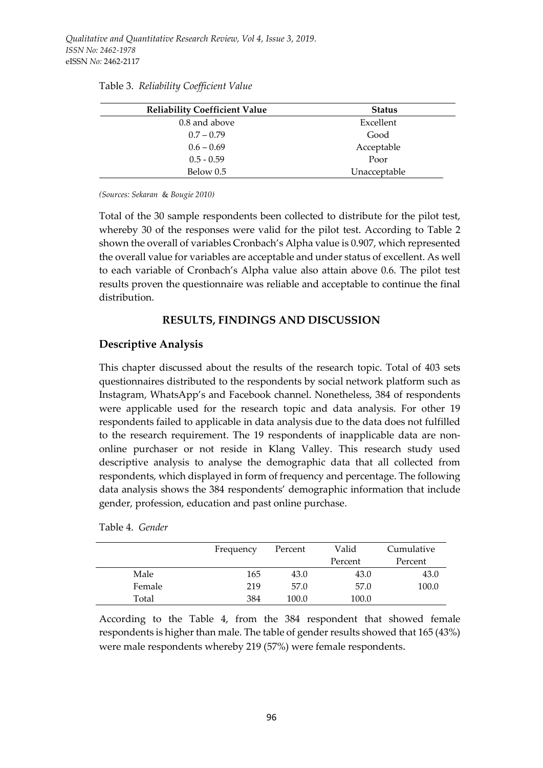Table 3. *Reliability Coefficient Value*

| Reliability Coefficient Value | Status |
|---|---|
| 0.8 and above | Excellent |
| 0.7 – 0.79 | Good |
| 0.6 – 0.69 | Acceptable |
| 0.5 - 0.59 | Poor |
| Below 0.5 | Unacceptable |

*(Sources: Sekaran & Bougie 2010)*

Total of the 30 sample respondents been collected to distribute for the pilot test, whereby 30 of the responses were valid for the pilot test. According to Table 2 shown the overall of variables Cronbach's Alpha value is 0.907, which represented the overall value for variables are acceptable and under status of excellent. As well to each variable of Cronbach's Alpha value also attain above 0.6. The pilot test results proven the questionnaire was reliable and acceptable to continue the final distribution.

## RESULTS, FINDINGS AND DISCUSSION

### Descriptive Analysis

This chapter discussed about the results of the research topic. Total of 403 sets questionnaires distributed to the respondents by social network platform such as Instagram, WhatsApp's and Facebook channel. Nonetheless, 384 of respondents were applicable used for the research topic and data analysis. For other 19 respondents failed to applicable in data analysis due to the data does not fulfilled to the research requirement. The 19 respondents of inapplicable data are non-online purchaser or not reside in Klang Valley. This research study used descriptive analysis to analyse the demographic data that all collected from respondents, which displayed in form of frequency and percentage. The following data analysis shows the 384 respondents' demographic information that include gender, profession, education and past online purchase.

Table 4. *Gender*

| | Frequency | Percent | Valid Percent | Cumulative Percent |
|---|---|---|---|---|
| Male | 165 | 43.0 | 43.0 | 43.0 |
| Female | 219 | 57.0 | 57.0 | 100.0 |
| Total | 384 | 100.0 | 100.0 | |

According to the Table 4, from the 384 respondent that showed female respondents is higher than male. The table of gender results showed that 165 (43%) were male respondents whereby 219 (57%) were female respondents.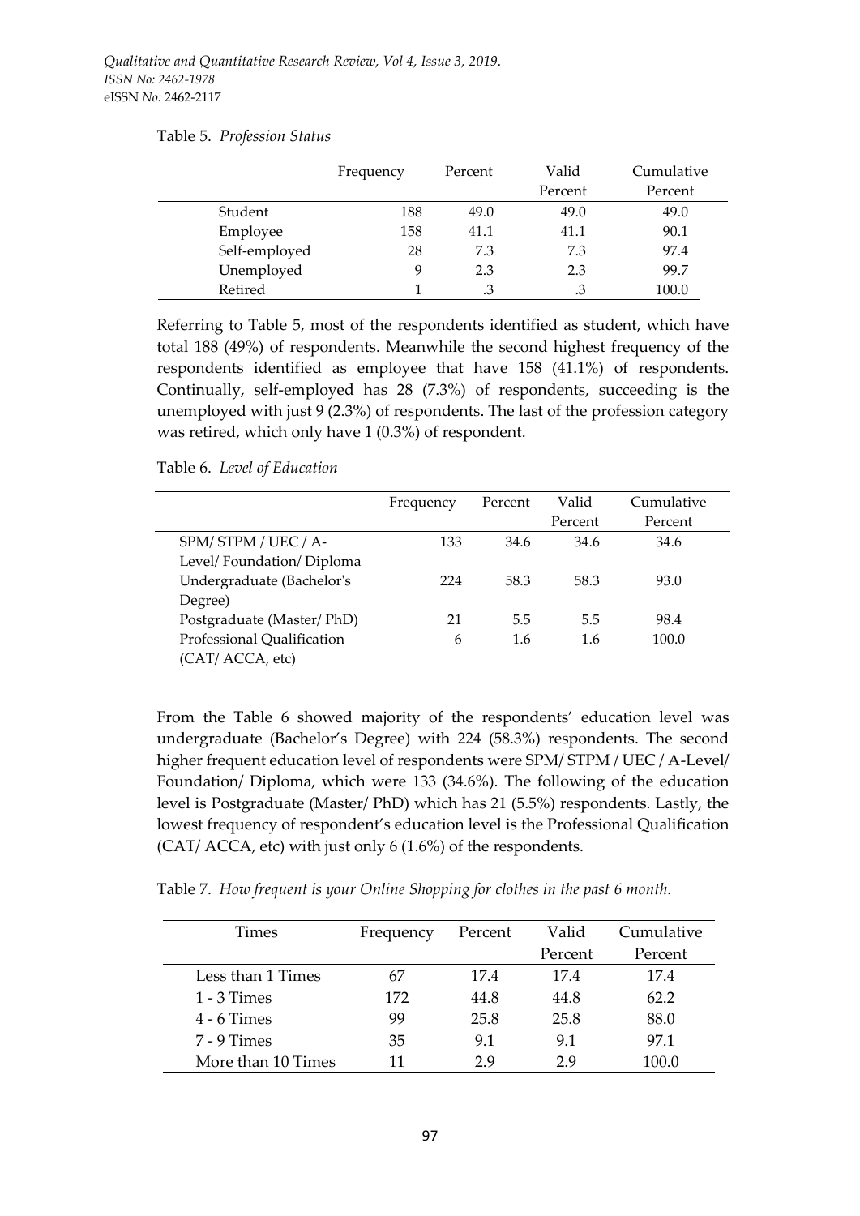Table 5. *Profession Status*

| | Frequency | Percent | Valid Percent | Cumulative Percent |
|---|---|---|---|---|
| Student | 188 | 49.0 | 49.0 | 49.0 |
| Employee | 158 | 41.1 | 41.1 | 90.1 |
| Self-employed | 28 | 7.3 | 7.3 | 97.4 |
| Unemployed | 9 | 2.3 | 2.3 | 99.7 |
| Retired | 1 | .3 | .3 | 100.0 |

Referring to Table 5, most of the respondents identified as student, which have total 188 (49%) of respondents. Meanwhile the second highest frequency of the respondents identified as employee that have 158 (41.1%) of respondents. Continually, self-employed has 28 (7.3%) of respondents, succeeding is the unemployed with just 9 (2.3%) of respondents. The last of the profession category was retired, which only have 1 (0.3%) of respondent.

Table 6. *Level of Education*

| | Frequency | Percent | Valid Percent | Cumulative Percent |
|---|---|---|---|---|
| SPM/ STPM / UEC / A-Level/ Foundation/ Diploma | 133 | 34.6 | 34.6 | 34.6 |
| Undergraduate (Bachelor's Degree) | 224 | 58.3 | 58.3 | 93.0 |
| Postgraduate (Master/ PhD) | 21 | 5.5 | 5.5 | 98.4 |
| Professional Qualification (CAT/ ACCA, etc) | 6 | 1.6 | 1.6 | 100.0 |

From the Table 6 showed majority of the respondents' education level was undergraduate (Bachelor's Degree) with 224 (58.3%) respondents. The second higher frequent education level of respondents were SPM/ STPM / UEC / A-Level/ Foundation/ Diploma, which were 133 (34.6%). The following of the education level is Postgraduate (Master/ PhD) which has 21 (5.5%) respondents. Lastly, the lowest frequency of respondent's education level is the Professional Qualification (CAT/ ACCA, etc) with just only 6 (1.6%) of the respondents.

Table 7. *How frequent is your Online Shopping for clothes in the past 6 month.*

| Times | Frequency | Percent | Valid Percent | Cumulative Percent |
|---|---|---|---|---|
| Less than 1 Times | 67 | 17.4 | 17.4 | 17.4 |
| 1 - 3 Times | 172 | 44.8 | 44.8 | 62.2 |
| 4 - 6 Times | 99 | 25.8 | 25.8 | 88.0 |
| 7 - 9 Times | 35 | 9.1 | 9.1 | 97.1 |
| More than 10 Times | 11 | 2.9 | 2.9 | 100.0 |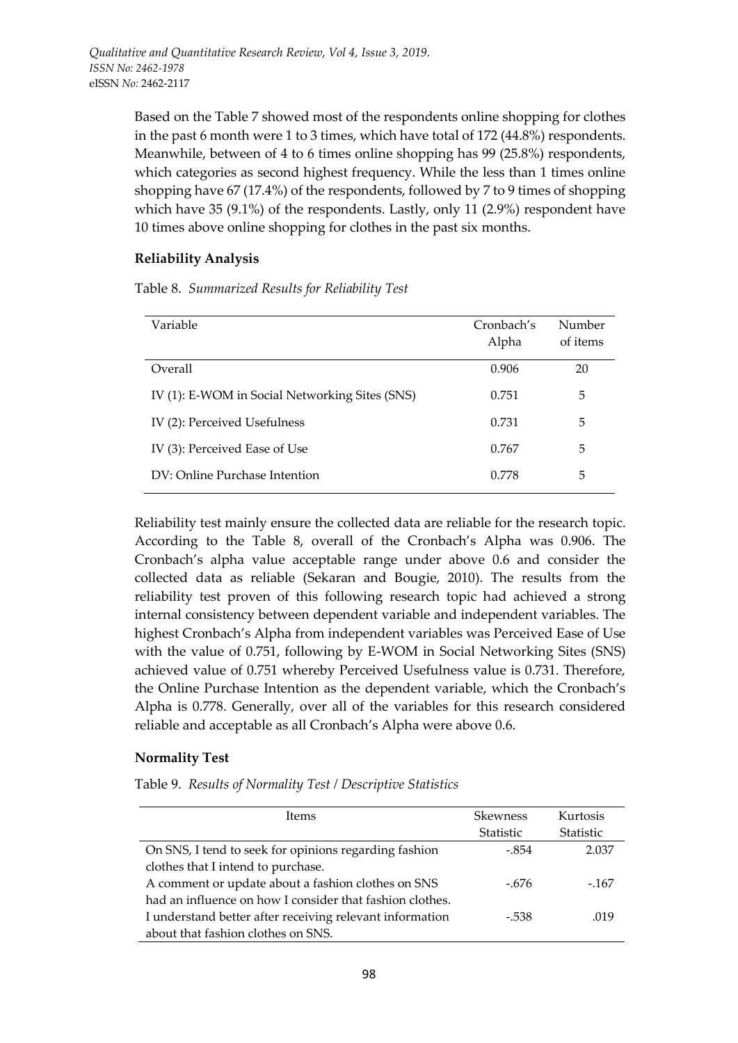Based on the Table 7 showed most of the respondents online shopping for clothes in the past 6 month were 1 to 3 times, which have total of 172 (44.8%) respondents. Meanwhile, between of 4 to 6 times online shopping has 99 (25.8%) respondents, which categories as second highest frequency. While the less than 1 times online shopping have 67 (17.4%) of the respondents, followed by 7 to 9 times of shopping which have 35 (9.1%) of the respondents. Lastly, only 11 (2.9%) respondent have 10 times above online shopping for clothes in the past six months.

### Reliability Analysis

Table 8. *Summarized Results for Reliability Test*

| Variable | Cronbach's Alpha | Number of items |
|---|---|---|
| Overall | 0.906 | 20 |
| IV (1): E-WOM in Social Networking Sites (SNS) | 0.751 | 5 |
| IV (2): Perceived Usefulness | 0.731 | 5 |
| IV (3): Perceived Ease of Use | 0.767 | 5 |
| DV: Online Purchase Intention | 0.778 | 5 |

Reliability test mainly ensure the collected data are reliable for the research topic. According to the Table 8, overall of the Cronbach's Alpha was 0.906. The Cronbach's alpha value acceptable range under above 0.6 and consider the collected data as reliable (Sekaran and Bougie, 2010). The results from the reliability test proven of this following research topic had achieved a strong internal consistency between dependent variable and independent variables. The highest Cronbach's Alpha from independent variables was Perceived Ease of Use with the value of 0.751, following by E-WOM in Social Networking Sites (SNS) achieved value of 0.751 whereby Perceived Usefulness value is 0.731. Therefore, the Online Purchase Intention as the dependent variable, which the Cronbach's Alpha is 0.778. Generally, over all of the variables for this research considered reliable and acceptable as all Cronbach's Alpha were above 0.6.

### Normality Test

Table 9. *Results of Normality Test / Descriptive Statistics*

| Items | Skewness Statistic | Kurtosis Statistic |
|---|---|---|
| On SNS, I tend to seek for opinions regarding fashion clothes that I intend to purchase. | -.854 | 2.037 |
| A comment or update about a fashion clothes on SNS had an influence on how I consider that fashion clothes. | -.676 | -.167 |
| I understand better after receiving relevant information about that fashion clothes on SNS. | -.538 | .019 |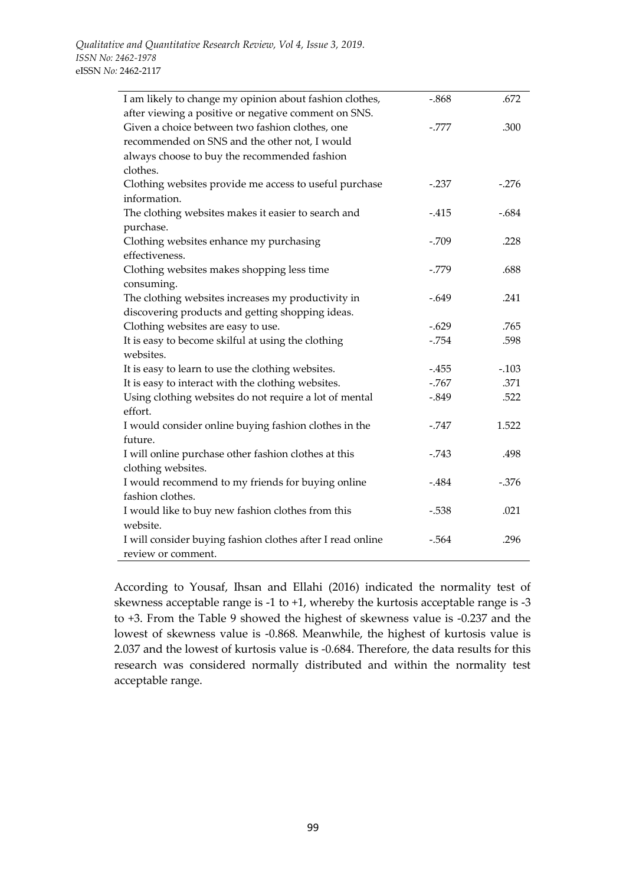| | | |
|---|---|---|
| I am likely to change my opinion about fashion clothes, after viewing a positive or negative comment on SNS. | -.868 | .672 |
| Given a choice between two fashion clothes, one recommended on SNS and the other not, I would always choose to buy the recommended fashion clothes. | -.777 | .300 |
| Clothing websites provide me access to useful purchase information. | -.237 | -.276 |
| The clothing websites makes it easier to search and purchase. | -.415 | -.684 |
| Clothing websites enhance my purchasing effectiveness. | -.709 | .228 |
| Clothing websites makes shopping less time consuming. | -.779 | .688 |
| The clothing websites increases my productivity in discovering products and getting shopping ideas. | -.649 | .241 |
| Clothing websites are easy to use. | -.629 | .765 |
| It is easy to become skilful at using the clothing websites. | -.754 | .598 |
| It is easy to learn to use the clothing websites. | -.455 | -.103 |
| It is easy to interact with the clothing websites. | -.767 | .371 |
| Using clothing websites do not require a lot of mental effort. | -.849 | .522 |
| I would consider online buying fashion clothes in the future. | -.747 | 1.522 |
| I will online purchase other fashion clothes at this clothing websites. | -.743 | .498 |
| I would recommend to my friends for buying online fashion clothes. | -.484 | -.376 |
| I would like to buy new fashion clothes from this website. | -.538 | .021 |
| I will consider buying fashion clothes after I read online review or comment. | -.564 | .296 |

According to Yousaf, Ihsan and Ellahi (2016) indicated the normality test of skewness acceptable range is -1 to +1, whereby the kurtosis acceptable range is -3 to +3. From the Table 9 showed the highest of skewness value is -0.237 and the lowest of skewness value is -0.868. Meanwhile, the highest of kurtosis value is 2.037 and the lowest of kurtosis value is -0.684. Therefore, the data results for this research was considered normally distributed and within the normality test acceptable range.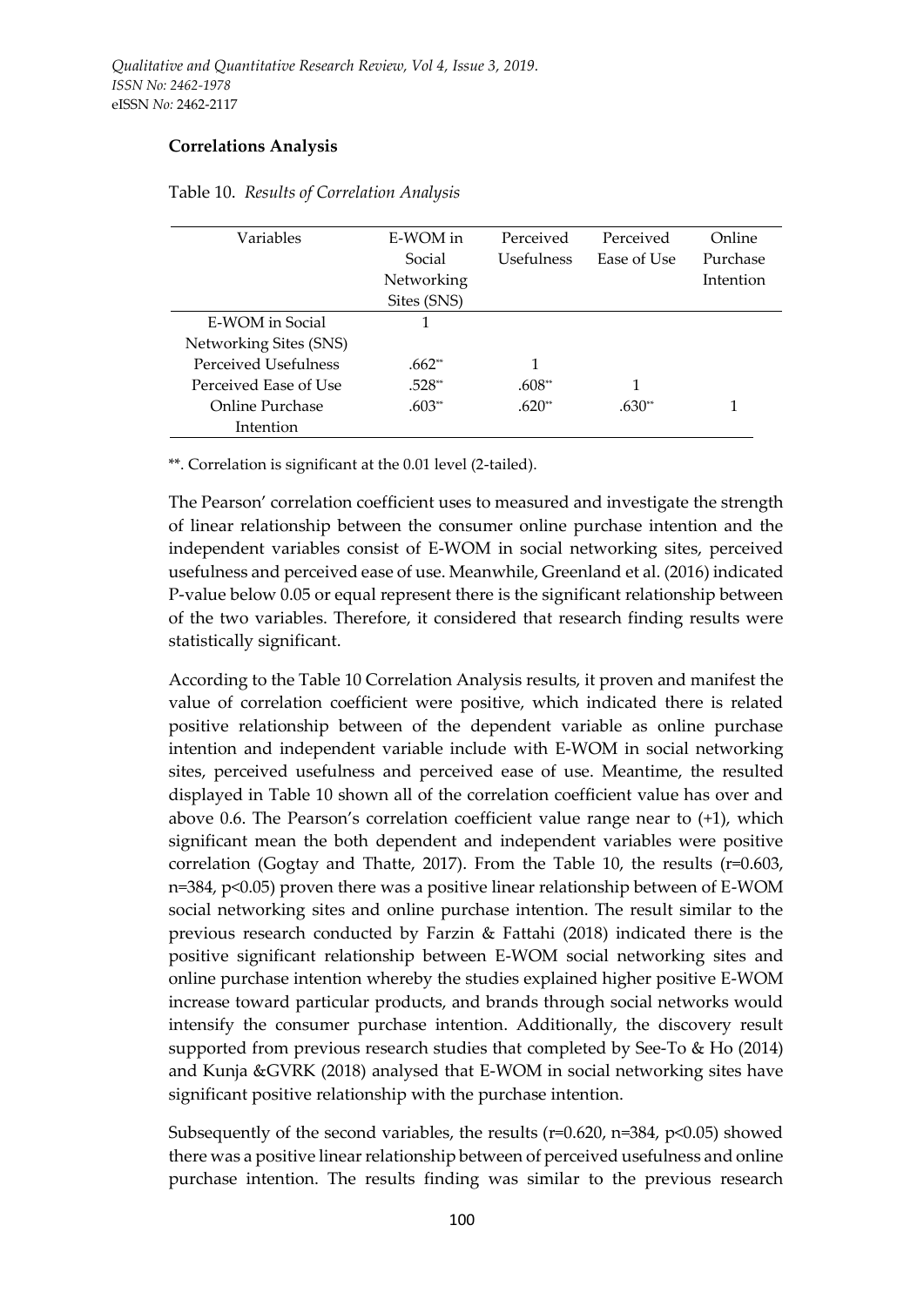**Correlations Analysis**

Table 10. *Results of Correlation Analysis*

| Variables | E-WOM in Social Networking Sites (SNS) | Perceived Usefulness | Perceived Ease of Use | Online Purchase Intention |
|---|---|---|---|---|
| E-WOM in Social Networking Sites (SNS) | 1 | | | |
| Perceived Usefulness | .662** | 1 | | |
| Perceived Ease of Use | .528** | .608** | 1 | |
| Online Purchase Intention | .603** | .620** | .630** | 1 |

**. Correlation is significant at the 0.01 level (2-tailed).

The Pearson' correlation coefficient uses to measured and investigate the strength of linear relationship between the consumer online purchase intention and the independent variables consist of E-WOM in social networking sites, perceived usefulness and perceived ease of use. Meanwhile, Greenland et al. (2016) indicated P-value below 0.05 or equal represent there is the significant relationship between of the two variables. Therefore, it considered that research finding results were statistically significant.

According to the Table 10 Correlation Analysis results, it proven and manifest the value of correlation coefficient were positive, which indicated there is related positive relationship between of the dependent variable as online purchase intention and independent variable include with E-WOM in social networking sites, perceived usefulness and perceived ease of use. Meantime, the resulted displayed in Table 10 shown all of the correlation coefficient value has over and above 0.6. The Pearson's correlation coefficient value range near to (+1), which significant mean the both dependent and independent variables were positive correlation (Gogtay and Thatte, 2017). From the Table 10, the results ($r=0.603$, $n=384$, $p<0.05$) proven there was a positive linear relationship between of E-WOM social networking sites and online purchase intention. The result similar to the previous research conducted by Farzin & Fattahi (2018) indicated there is the positive significant relationship between E-WOM social networking sites and online purchase intention whereby the studies explained higher positive E-WOM increase toward particular products, and brands through social networks would intensify the consumer purchase intention. Additionally, the discovery result supported from previous research studies that completed by See-To & Ho (2014) and Kunja &GVRK (2018) analysed that E-WOM in social networking sites have significant positive relationship with the purchase intention.

Subsequently of the second variables, the results ($r=0.620$, $n=384$, $p<0.05$) showed there was a positive linear relationship between of perceived usefulness and online purchase intention. The results finding was similar to the previous research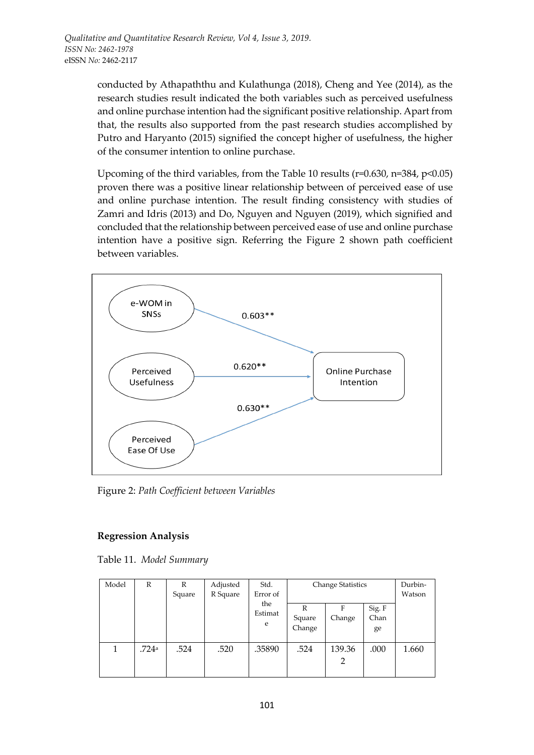conducted by Athapaththu and Kulathunga (2018), Cheng and Yee (2014), as the research studies result indicated the both variables such as perceived usefulness and online purchase intention had the significant positive relationship. Apart from that, the results also supported from the past research studies accomplished by Putro and Haryanto (2015) signified the concept higher of usefulness, the higher of the consumer intention to online purchase.

Upcoming of the third variables, from the Table 10 results ($r=0.630$, $n=384$, $p<0.05$) proven there was a positive linear relationship between of perceived ease of use and online purchase intention. The result finding consistency with studies of Zamri and Idris (2013) and Do, Nguyen and Nguyen (2019), which signified and concluded that the relationship between perceived ease of use and online purchase intention have a positive sign. Referring the Figure 2 shown path coefficient between variables.

e-WOM in SNSs → Online Purchase Intention: 0.603**

Perceived Usefulness → Online Purchase Intention: 0.620**

Perceived Ease Of Use → Online Purchase Intention: 0.630**

Figure 2: *Path Coefficient between Variables*

**Regression Analysis**

Table 11. *Model Summary*

| Model | R | R Square | Adjusted R Square | Std. Error of the Estimate | Change Statistics | | | Durbin-Watson |
|---|---|---|---|---|---|---|---|---|
| | | | | | R Square Change | F Change | Sig. F Change | |
| 1 | .724[a] | .524 | .520 | .35890 | .524 | 139.362 | .000 | 1.660 |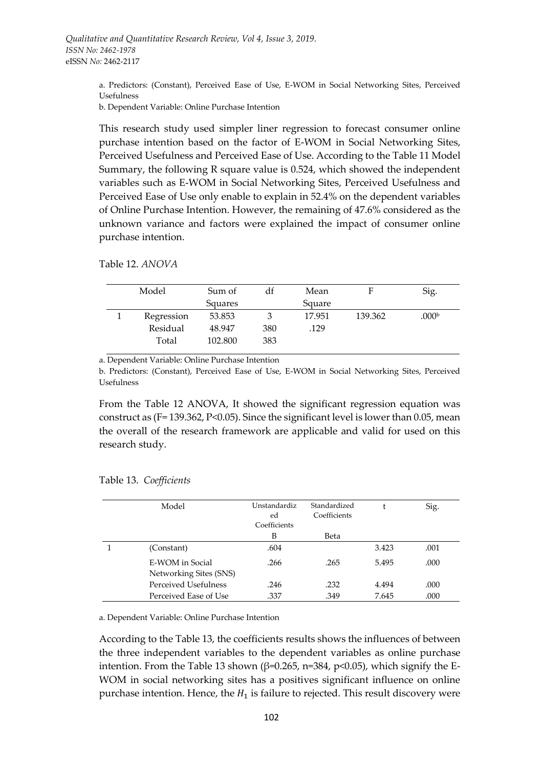a. Predictors: (Constant), Perceived Ease of Use, E-WOM in Social Networking Sites, Perceived Usefulness

b. Dependent Variable: Online Purchase Intention

This research study used simpler liner regression to forecast consumer online purchase intention based on the factor of E-WOM in Social Networking Sites, Perceived Usefulness and Perceived Ease of Use. According to the Table 11 Model Summary, the following R square value is 0.524, which showed the independent variables such as E-WOM in Social Networking Sites, Perceived Usefulness and Perceived Ease of Use only enable to explain in 52.4% on the dependent variables of Online Purchase Intention. However, the remaining of 47.6% considered as the unknown variance and factors were explained the impact of consumer online purchase intention.

Table 12. *ANOVA*

| | Model | Sum of Squares | df | Mean Square | F | Sig. |
|---|---|---|---|---|---|---|
| 1 | Regression | 53.853 | 3 | 17.951 | 139.362 | .000[b] |
| | Residual | 48.947 | 380 | .129 | | |
| | Total | 102.800 | 383 | | | |

a. Dependent Variable: Online Purchase Intention

b. Predictors: (Constant), Perceived Ease of Use, E-WOM in Social Networking Sites, Perceived Usefulness

From the Table 12 ANOVA, It showed the significant regression equation was construct as (F= 139.362, P<0.05). Since the significant level is lower than 0.05, mean the overall of the research framework are applicable and valid for used on this research study.

Table 13. *Coefficients*

| | Model | Unstandardized Coefficients | Standardized Coefficients | t | Sig. |
|---|---|---|---|---|---|
| | | B | Beta | | |
| 1 | (Constant) | .604 | | 3.423 | .001 |
| | E-WOM in Social Networking Sites (SNS) | .266 | .265 | 5.495 | .000 |
| | Perceived Usefulness | .246 | .232 | 4.494 | .000 |
| | Perceived Ease of Use | .337 | .349 | 7.645 | .000 |

a. Dependent Variable: Online Purchase Intention

According to the Table 13, the coefficients results shows the influences of between the three independent variables to the dependent variables as online purchase intention. From the Table 13 shown ($\beta$=0.265, n=384, p<0.05), which signify the E-WOM in social networking sites has a positives significant influence on online purchase intention. Hence, the $H_1$ is failure to rejected. This result discovery were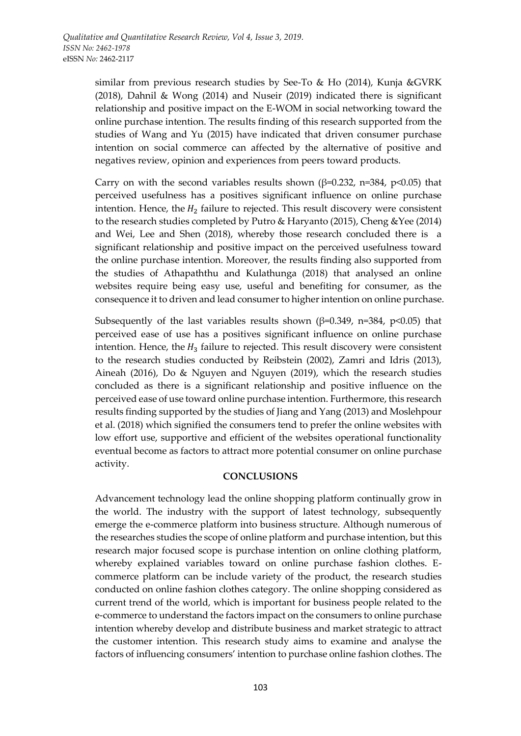similar from previous research studies by See-To & Ho (2014), Kunja &GVRK (2018), Dahnil & Wong (2014) and Nuseir (2019) indicated there is significant relationship and positive impact on the E-WOM in social networking toward the online purchase intention. The results finding of this research supported from the studies of Wang and Yu (2015) have indicated that driven consumer purchase intention on social commerce can affected by the alternative of positive and negatives review, opinion and experiences from peers toward products.

Carry on with the second variables results shown ($\beta$=0.232, n=384, $p<0.05$) that perceived usefulness has a positives significant influence on online purchase intention. Hence, the $H_2$ failure to rejected. This result discovery were consistent to the research studies completed by Putro & Haryanto (2015), Cheng &Yee (2014) and Wei, Lee and Shen (2018), whereby those research concluded there is a significant relationship and positive impact on the perceived usefulness toward the online purchase intention. Moreover, the results finding also supported from the studies of Athapaththu and Kulathunga (2018) that analysed an online websites require being easy use, useful and benefiting for consumer, as the consequence it to driven and lead consumer to higher intention on online purchase.

Subsequently of the last variables results shown ($\beta$=0.349, n=384, $p<0.05$) that perceived ease of use has a positives significant influence on online purchase intention. Hence, the $H_3$ failure to rejected. This result discovery were consistent to the research studies conducted by Reibstein (2002), Zamri and Idris (2013), Aineah (2016), Do & Nguyen and Nguyen (2019), which the research studies concluded as there is a significant relationship and positive influence on the perceived ease of use toward online purchase intention. Furthermore, this research results finding supported by the studies of Jiang and Yang (2013) and Moslehpour et al. (2018) which signified the consumers tend to prefer the online websites with low effort use, supportive and efficient of the websites operational functionality eventual become as factors to attract more potential consumer on online purchase activity.

## CONCLUSIONS

Advancement technology lead the online shopping platform continually grow in the world. The industry with the support of latest technology, subsequently emerge the e-commerce platform into business structure. Although numerous of the researches studies the scope of online platform and purchase intention, but this research major focused scope is purchase intention on online clothing platform, whereby explained variables toward on online purchase fashion clothes. E-commerce platform can be include variety of the product, the research studies conducted on online fashion clothes category. The online shopping considered as current trend of the world, which is important for business people related to the e-commerce to understand the factors impact on the consumers to online purchase intention whereby develop and distribute business and market strategic to attract the customer intention. This research study aims to examine and analyse the factors of influencing consumers' intention to purchase online fashion clothes. The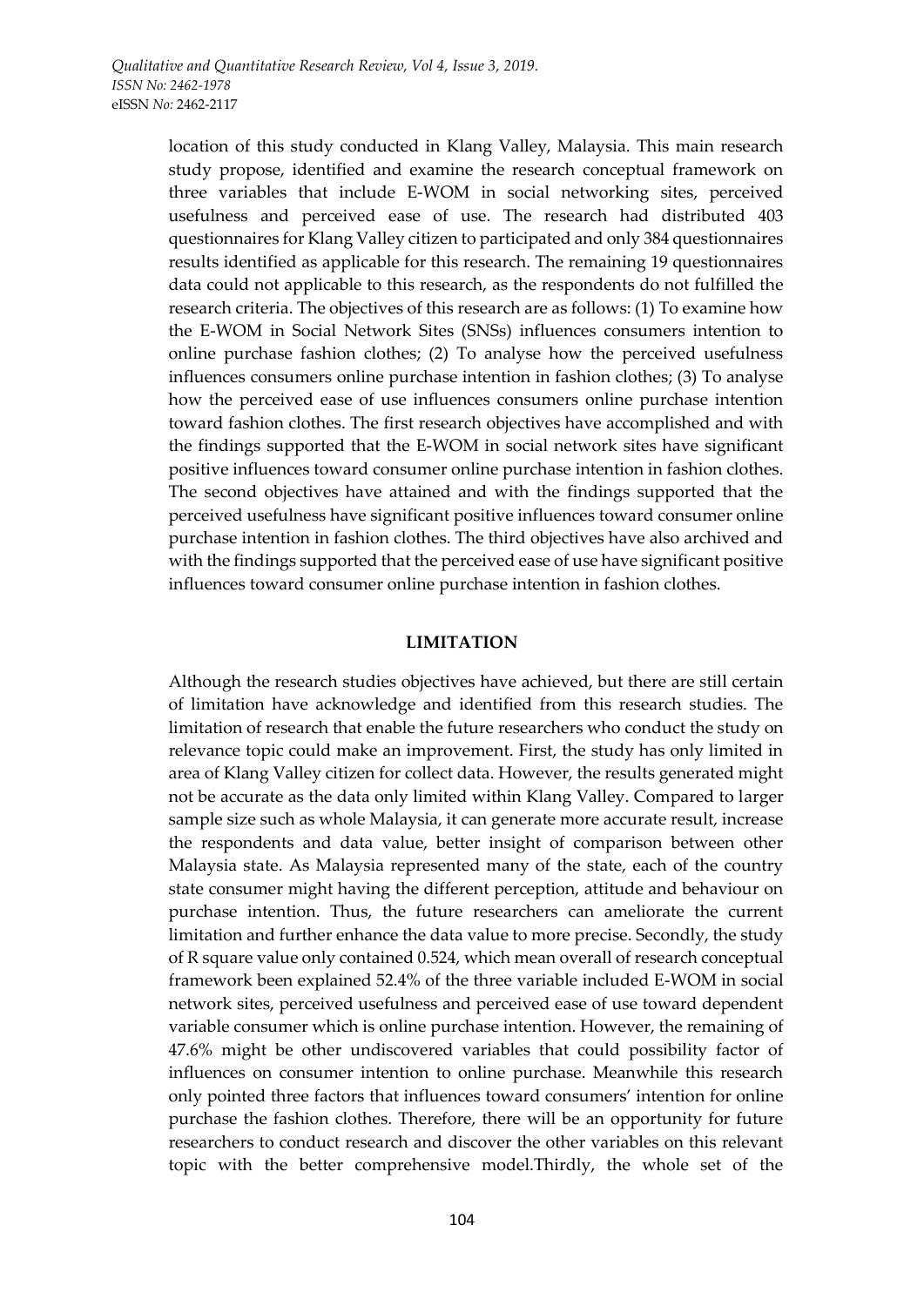location of this study conducted in Klang Valley, Malaysia. This main research study propose, identified and examine the research conceptual framework on three variables that include E-WOM in social networking sites, perceived usefulness and perceived ease of use. The research had distributed 403 questionnaires for Klang Valley citizen to participated and only 384 questionnaires results identified as applicable for this research. The remaining 19 questionnaires data could not applicable to this research, as the respondents do not fulfilled the research criteria. The objectives of this research are as follows: (1) To examine how the E-WOM in Social Network Sites (SNSs) influences consumers intention to online purchase fashion clothes; (2) To analyse how the perceived usefulness influences consumers online purchase intention in fashion clothes; (3) To analyse how the perceived ease of use influences consumers online purchase intention toward fashion clothes. The first research objectives have accomplished and with the findings supported that the E-WOM in social network sites have significant positive influences toward consumer online purchase intention in fashion clothes. The second objectives have attained and with the findings supported that the perceived usefulness have significant positive influences toward consumer online purchase intention in fashion clothes. The third objectives have also archived and with the findings supported that the perceived ease of use have significant positive influences toward consumer online purchase intention in fashion clothes.

## LIMITATION

Although the research studies objectives have achieved, but there are still certain of limitation have acknowledge and identified from this research studies. The limitation of research that enable the future researchers who conduct the study on relevance topic could make an improvement. First, the study has only limited in area of Klang Valley citizen for collect data. However, the results generated might not be accurate as the data only limited within Klang Valley. Compared to larger sample size such as whole Malaysia, it can generate more accurate result, increase the respondents and data value, better insight of comparison between other Malaysia state. As Malaysia represented many of the state, each of the country state consumer might having the different perception, attitude and behaviour on purchase intention. Thus, the future researchers can ameliorate the current limitation and further enhance the data value to more precise. Secondly, the study of R square value only contained 0.524, which mean overall of research conceptual framework been explained 52.4% of the three variable included E-WOM in social network sites, perceived usefulness and perceived ease of use toward dependent variable consumer which is online purchase intention. However, the remaining of 47.6% might be other undiscovered variables that could possibility factor of influences on consumer intention to online purchase. Meanwhile this research only pointed three factors that influences toward consumers' intention for online purchase the fashion clothes. Therefore, there will be an opportunity for future researchers to conduct research and discover the other variables on this relevant topic with the better comprehensive model.Thirdly, the whole set of the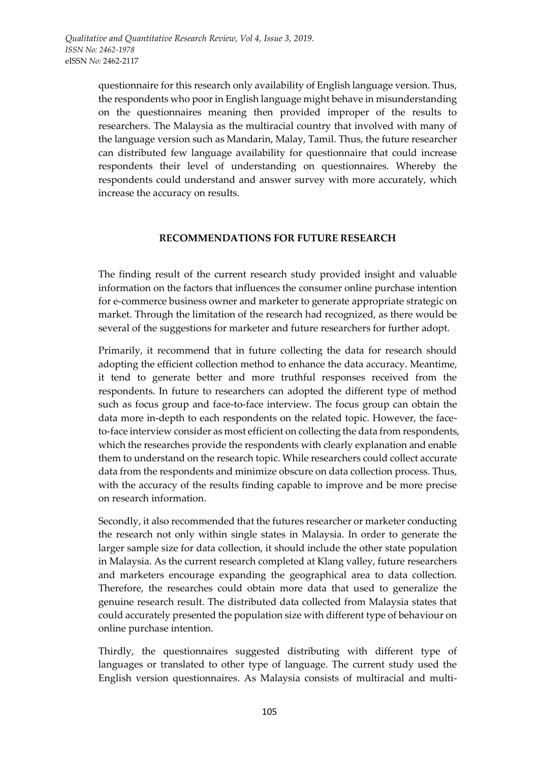questionnaire for this research only availability of English language version. Thus, the respondents who poor in English language might behave in misunderstanding on the questionnaires meaning then provided improper of the results to researchers. The Malaysia as the multiracial country that involved with many of the language version such as Mandarin, Malay, Tamil. Thus, the future researcher can distributed few language availability for questionnaire that could increase respondents their level of understanding on questionnaires. Whereby the respondents could understand and answer survey with more accurately, which increase the accuracy on results.

## RECOMMENDATIONS FOR FUTURE RESEARCH

The finding result of the current research study provided insight and valuable information on the factors that influences the consumer online purchase intention for e-commerce business owner and marketer to generate appropriate strategic on market. Through the limitation of the research had recognized, as there would be several of the suggestions for marketer and future researchers for further adopt.

Primarily, it recommend that in future collecting the data for research should adopting the efficient collection method to enhance the data accuracy. Meantime, it tend to generate better and more truthful responses received from the respondents. In future to researchers can adopted the different type of method such as focus group and face-to-face interview. The focus group can obtain the data more in-depth to each respondents on the related topic. However, the face-to-face interview consider as most efficient on collecting the data from respondents, which the researches provide the respondents with clearly explanation and enable them to understand on the research topic. While researchers could collect accurate data from the respondents and minimize obscure on data collection process. Thus, with the accuracy of the results finding capable to improve and be more precise on research information.

Secondly, it also recommended that the futures researcher or marketer conducting the research not only within single states in Malaysia. In order to generate the larger sample size for data collection, it should include the other state population in Malaysia. As the current research completed at Klang valley, future researchers and marketers encourage expanding the geographical area to data collection. Therefore, the researches could obtain more data that used to generalize the genuine research result. The distributed data collected from Malaysia states that could accurately presented the population size with different type of behaviour on online purchase intention.

Thirdly, the questionnaires suggested distributing with different type of languages or translated to other type of language. The current study used the English version questionnaires. As Malaysia consists of multiracial and multi-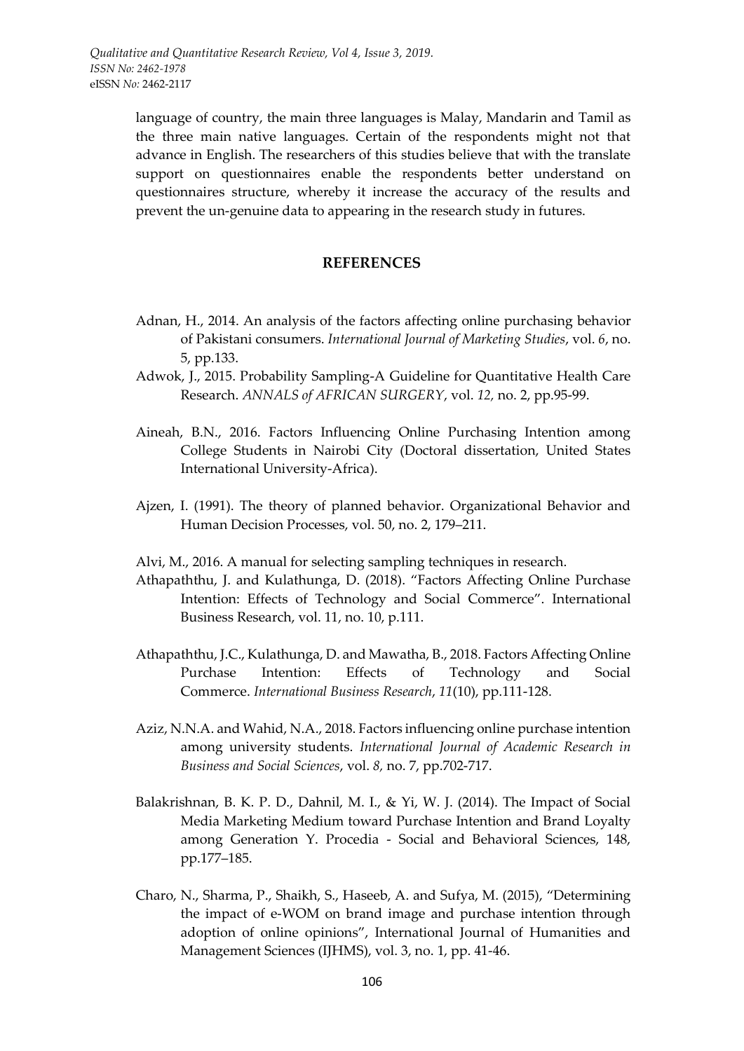language of country, the main three languages is Malay, Mandarin and Tamil as the three main native languages. Certain of the respondents might not that advance in English. The researchers of this studies believe that with the translate support on questionnaires enable the respondents better understand on questionnaires structure, whereby it increase the accuracy of the results and prevent the un-genuine data to appearing in the research study in futures.

## REFERENCES

Adnan, H., 2014. An analysis of the factors affecting online purchasing behavior of Pakistani consumers. *International Journal of Marketing Studies*, vol. *6*, no. 5, pp.133.

Adwok, J., 2015. Probability Sampling-A Guideline for Quantitative Health Care Research. *ANNALS of AFRICAN SURGERY*, vol. *12*, no. 2, pp.95-99.

Aineah, B.N., 2016. Factors Influencing Online Purchasing Intention among College Students in Nairobi City (Doctoral dissertation, United States International University-Africa).

Ajzen, I. (1991). The theory of planned behavior. Organizational Behavior and Human Decision Processes, vol. 50, no. 2, 179–211.

Alvi, M., 2016. A manual for selecting sampling techniques in research.

Athapaththu, J. and Kulathunga, D. (2018). "Factors Affecting Online Purchase Intention: Effects of Technology and Social Commerce". International Business Research, vol. 11, no. 10, p.111.

Athapaththu, J.C., Kulathunga, D. and Mawatha, B., 2018. Factors Affecting Online Purchase Intention: Effects of Technology and Social Commerce. *International Business Research*, *11*(10), pp.111-128.

Aziz, N.N.A. and Wahid, N.A., 2018. Factors influencing online purchase intention among university students. *International Journal of Academic Research in Business and Social Sciences*, vol. *8,* no. 7, pp.702-717.

Balakrishnan, B. K. P. D., Dahnil, M. I., & Yi, W. J. (2014). The Impact of Social Media Marketing Medium toward Purchase Intention and Brand Loyalty among Generation Y. Procedia - Social and Behavioral Sciences, 148, pp.177–185.

Charo, N., Sharma, P., Shaikh, S., Haseeb, A. and Sufya, M. (2015), "Determining the impact of e-WOM on brand image and purchase intention through adoption of online opinions", International Journal of Humanities and Management Sciences (IJHMS), vol. 3, no. 1, pp. 41-46.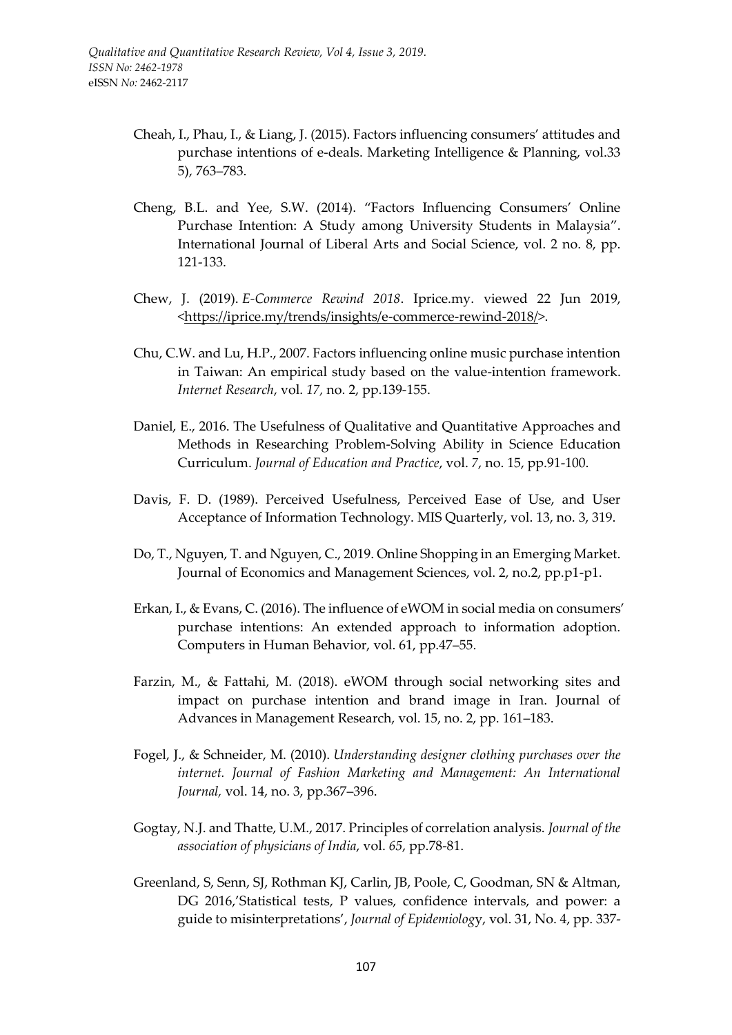Cheah, I., Phau, I., & Liang, J. (2015). Factors influencing consumers' attitudes and purchase intentions of e-deals. Marketing Intelligence & Planning, vol.33 5), 763–783.

Cheng, B.L. and Yee, S.W. (2014). "Factors Influencing Consumers' Online Purchase Intention: A Study among University Students in Malaysia". International Journal of Liberal Arts and Social Science, vol. 2 no. 8, pp. 121-133.

Chew, J. (2019). *E-Commerce Rewind 2018*. Iprice.my. viewed 22 Jun 2019, <https://iprice.my/trends/insights/e-commerce-rewind-2018/>.

Chu, C.W. and Lu, H.P., 2007. Factors influencing online music purchase intention in Taiwan: An empirical study based on the value-intention framework. *Internet Research*, vol. *17*, no. 2, pp.139-155.

Daniel, E., 2016. The Usefulness of Qualitative and Quantitative Approaches and Methods in Researching Problem-Solving Ability in Science Education Curriculum. *Journal of Education and Practice*, vol. *7*, no. 15, pp.91-100.

Davis, F. D. (1989). Perceived Usefulness, Perceived Ease of Use, and User Acceptance of Information Technology. MIS Quarterly, vol. 13, no. 3, 319.

Do, T., Nguyen, T. and Nguyen, C., 2019. Online Shopping in an Emerging Market. Journal of Economics and Management Sciences, vol. 2, no.2, pp.p1-p1.

Erkan, I., & Evans, C. (2016). The influence of eWOM in social media on consumers' purchase intentions: An extended approach to information adoption. Computers in Human Behavior, vol. 61, pp.47–55.

Farzin, M., & Fattahi, M. (2018). eWOM through social networking sites and impact on purchase intention and brand image in Iran. Journal of Advances in Management Research, vol. 15, no. 2, pp. 161–183.

Fogel, J., & Schneider, M. (2010). *Understanding designer clothing purchases over the internet. Journal of Fashion Marketing and Management: An International Journal,* vol. 14, no. 3, pp.367–396.

Gogtay, N.J. and Thatte, U.M., 2017. Principles of correlation analysis. *Journal of the association of physicians of India*, vol. *65*, pp.78-81.

Greenland, S, Senn, SJ, Rothman KJ, Carlin, JB, Poole, C, Goodman, SN & Altman, DG 2016,'Statistical tests, P values, confidence intervals, and power: a guide to misinterpretations', *Journal of Epidemiology*, vol. 31, No. 4, pp. 337-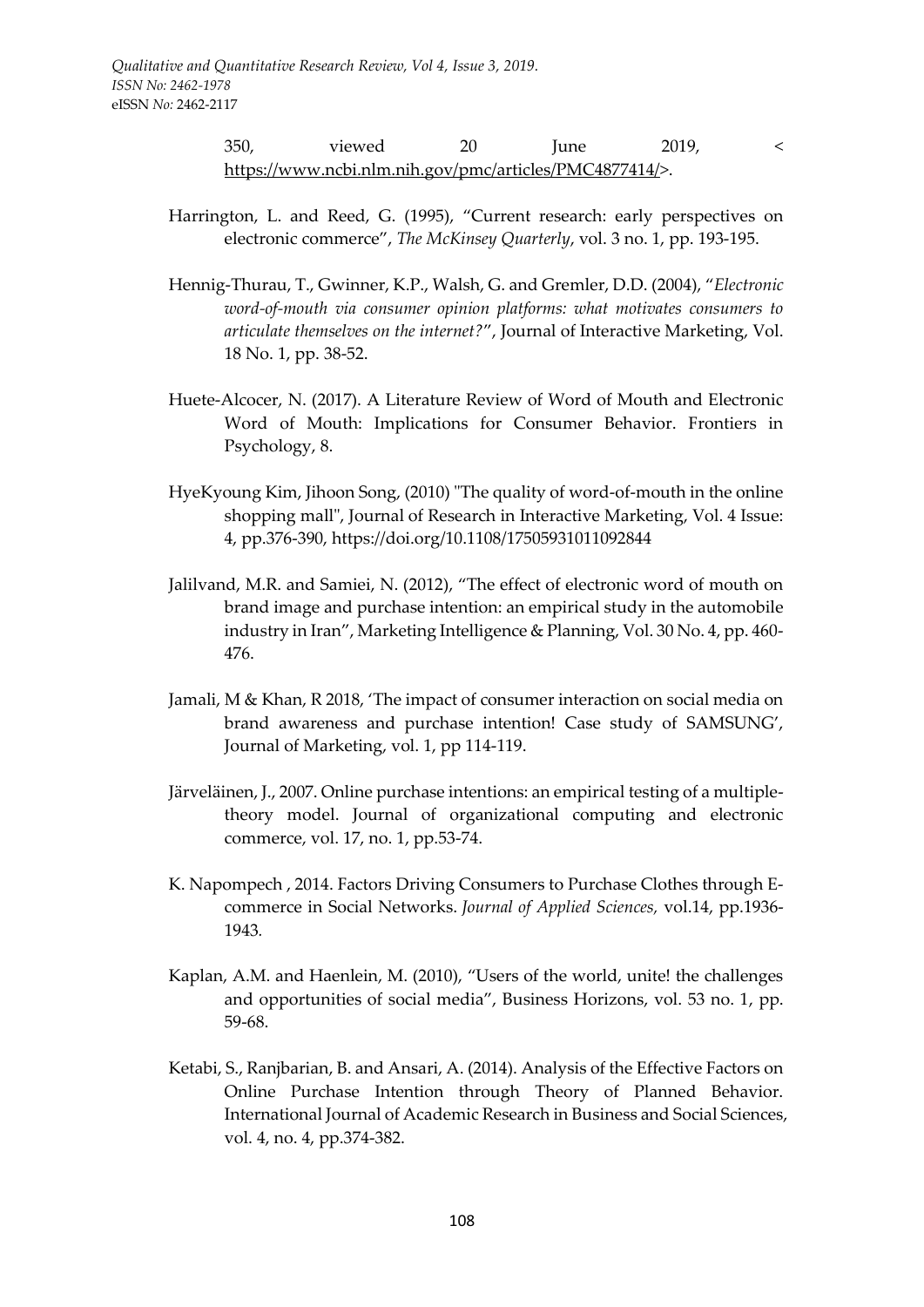350, viewed 20 June 2019, < https://www.ncbi.nlm.nih.gov/pmc/articles/PMC4877414/>.

Harrington, L. and Reed, G. (1995), "Current research: early perspectives on electronic commerce", *The McKinsey Quarterly*, vol. 3 no. 1, pp. 193-195.

Hennig-Thurau, T., Gwinner, K.P., Walsh, G. and Gremler, D.D. (2004), "*Electronic word-of-mouth via consumer opinion platforms: what motivates consumers to articulate themselves on the internet?*", Journal of Interactive Marketing, Vol. 18 No. 1, pp. 38-52.

Huete-Alcocer, N. (2017). A Literature Review of Word of Mouth and Electronic Word of Mouth: Implications for Consumer Behavior. Frontiers in Psychology, 8.

HyeKyoung Kim, Jihoon Song, (2010) "The quality of word-of-mouth in the online shopping mall", Journal of Research in Interactive Marketing, Vol. 4 Issue: 4, pp.376-390, https://doi.org/10.1108/17505931011092844

Jalilvand, M.R. and Samiei, N. (2012), "The effect of electronic word of mouth on brand image and purchase intention: an empirical study in the automobile industry in Iran", Marketing Intelligence & Planning, Vol. 30 No. 4, pp. 460-476.

Jamali, M & Khan, R 2018, 'The impact of consumer interaction on social media on brand awareness and purchase intention! Case study of SAMSUNG', Journal of Marketing, vol. 1, pp 114-119.

Järveläinen, J., 2007. Online purchase intentions: an empirical testing of a multiple-theory model. Journal of organizational computing and electronic commerce, vol. 17, no. 1, pp.53-74.

K. Napompech , 2014. Factors Driving Consumers to Purchase Clothes through E-commerce in Social Networks. *Journal of Applied Sciences*, vol.14, pp.1936-1943.

Kaplan, A.M. and Haenlein, M. (2010), "Users of the world, unite! the challenges and opportunities of social media", Business Horizons, vol. 53 no. 1, pp. 59-68.

Ketabi, S., Ranjbarian, B. and Ansari, A. (2014). Analysis of the Effective Factors on Online Purchase Intention through Theory of Planned Behavior. International Journal of Academic Research in Business and Social Sciences, vol. 4, no. 4, pp.374-382.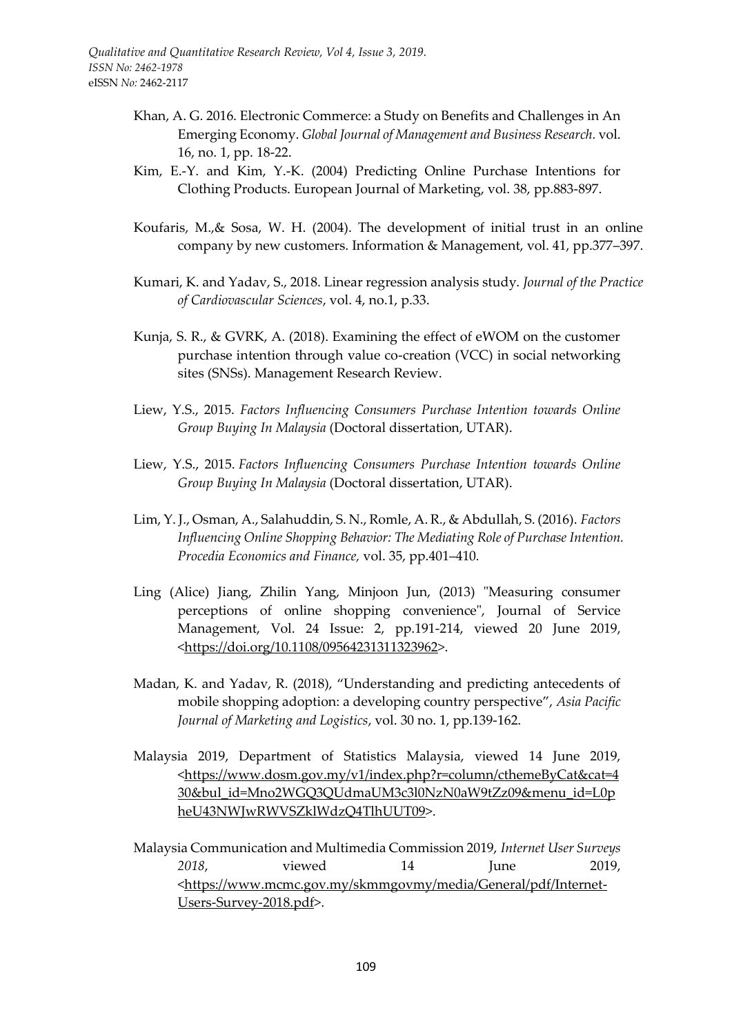Khan, A. G. 2016. Electronic Commerce: a Study on Benefits and Challenges in An Emerging Economy. *Global Journal of Management and Business Research.* vol. 16, no. 1, pp. 18-22.

Kim, E.-Y. and Kim, Y.-K. (2004) Predicting Online Purchase Intentions for Clothing Products. European Journal of Marketing, vol. 38, pp.883-897.

Koufaris, M.,& Sosa, W. H. (2004). The development of initial trust in an online company by new customers. Information & Management, vol. 41, pp.377–397.

Kumari, K. and Yadav, S., 2018. Linear regression analysis study. *Journal of the Practice of Cardiovascular Sciences*, vol. 4, no.1, p.33.

Kunja, S. R., & GVRK, A. (2018). Examining the effect of eWOM on the customer purchase intention through value co-creation (VCC) in social networking sites (SNSs). Management Research Review.

Liew, Y.S., 2015. *Factors Influencing Consumers Purchase Intention towards Online Group Buying In Malaysia* (Doctoral dissertation, UTAR).

Liew, Y.S., 2015. *Factors Influencing Consumers Purchase Intention towards Online Group Buying In Malaysia* (Doctoral dissertation, UTAR).

Lim, Y. J., Osman, A., Salahuddin, S. N., Romle, A. R., & Abdullah, S. (2016). *Factors Influencing Online Shopping Behavior: The Mediating Role of Purchase Intention. Procedia Economics and Finance,* vol. 35, pp.401–410.

Ling (Alice) Jiang, Zhilin Yang, Minjoon Jun, (2013) "Measuring consumer perceptions of online shopping convenience", Journal of Service Management, Vol. 24 Issue: 2, pp.191-214, viewed 20 June 2019, <https://doi.org/10.1108/09564231311323962>.

Madan, K. and Yadav, R. (2018), "Understanding and predicting antecedents of mobile shopping adoption: a developing country perspective", *Asia Pacific Journal of Marketing and Logistics*, vol. 30 no. 1, pp.139-162.

Malaysia 2019, Department of Statistics Malaysia, viewed 14 June 2019, <https://www.dosm.gov.my/v1/index.php?r=column/cthemeByCat&cat=430&bul_id=Mno2WGQ3QUdmaUM3c3l0NzN0aW9tZz09&menu_id=L0pheU43NWJwRWVSZklWdzQ4TlhUUT09>.

Malaysia Communication and Multimedia Commission 2019, *Internet User Surveys 2018*, viewed 14 June 2019, <https://www.mcmc.gov.my/skmmgovmy/media/General/pdf/Internet-Users-Survey-2018.pdf>.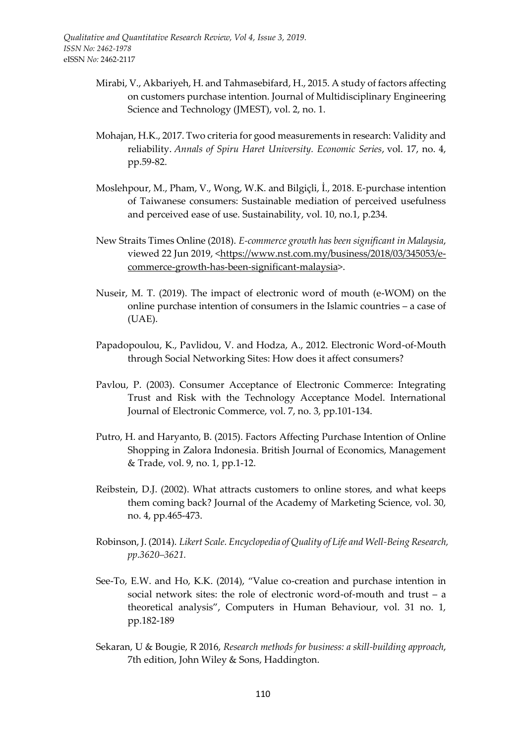Mirabi, V., Akbariyeh, H. and Tahmasebifard, H., 2015. A study of factors affecting on customers purchase intention. Journal of Multidisciplinary Engineering Science and Technology (JMEST), vol. 2, no. 1.

Mohajan, H.K., 2017. Two criteria for good measurements in research: Validity and reliability. *Annals of Spiru Haret University. Economic Series*, vol. 17, no. 4, pp.59-82.

Moslehpour, M., Pham, V., Wong, W.K. and Bilgiçli, İ., 2018. E-purchase intention of Taiwanese consumers: Sustainable mediation of perceived usefulness and perceived ease of use. Sustainability, vol. 10, no.1, p.234.

New Straits Times Online (2018). *E-commerce growth has been significant in Malaysia*, viewed 22 Jun 2019, <https://www.nst.com.my/business/2018/03/345053/e-commerce-growth-has-been-significant-malaysia>.

Nuseir, M. T. (2019). The impact of electronic word of mouth (e-WOM) on the online purchase intention of consumers in the Islamic countries – a case of (UAE).

Papadopoulou, K., Pavlidou, V. and Hodza, A., 2012. Electronic Word-of-Mouth through Social Networking Sites: How does it affect consumers?

Pavlou, P. (2003). Consumer Acceptance of Electronic Commerce: Integrating Trust and Risk with the Technology Acceptance Model. International Journal of Electronic Commerce, vol. 7, no. 3, pp.101-134.

Putro, H. and Haryanto, B. (2015). Factors Affecting Purchase Intention of Online Shopping in Zalora Indonesia. British Journal of Economics, Management & Trade, vol. 9, no. 1, pp.1-12.

Reibstein, D.J. (2002). What attracts customers to online stores, and what keeps them coming back? Journal of the Academy of Marketing Science, vol. 30, no. 4, pp.465-473.

Robinson, J. (2014). *Likert Scale. Encyclopedia of Quality of Life and Well-Being Research, pp.3620–3621.*

See-To, E.W. and Ho, K.K. (2014), "Value co-creation and purchase intention in social network sites: the role of electronic word-of-mouth and trust – a theoretical analysis", Computers in Human Behaviour, vol. 31 no. 1, pp.182-189

Sekaran, U & Bougie, R 2016, *Research methods for business: a skill-building approach*, 7th edition, John Wiley & Sons, Haddington.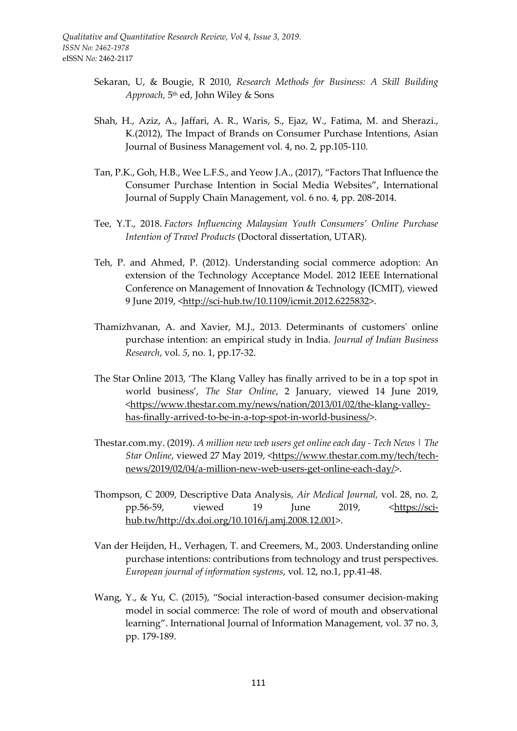Sekaran, U, & Bougie, R 2010, *Research Methods for Business: A Skill Building Approach*, 5th ed, John Wiley & Sons

Shah, H., Aziz, A., Jaffari, A. R., Waris, S., Ejaz, W., Fatima, M. and Sherazi., K.(2012), The Impact of Brands on Consumer Purchase Intentions, Asian Journal of Business Management vol. 4, no. 2, pp.105-110.

Tan, P.K., Goh, H.B., Wee L.F.S., and Yeow J.A., (2017), "Factors That Influence the Consumer Purchase Intention in Social Media Websites", International Journal of Supply Chain Management, vol. 6 no. 4, pp. 208-2014.

Tee, Y.T., 2018. *Factors Influencing Malaysian Youth Consumers' Online Purchase Intention of Travel Products* (Doctoral dissertation, UTAR).

Teh, P. and Ahmed, P. (2012). Understanding social commerce adoption: An extension of the Technology Acceptance Model. 2012 IEEE International Conference on Management of Innovation & Technology (ICMIT), viewed 9 June 2019, <http://sci-hub.tw/10.1109/icmit.2012.6225832>.

Thamizhvanan, A. and Xavier, M.J., 2013. Determinants of customers' online purchase intention: an empirical study in India. *Journal of Indian Business Research*, vol. *5*, no. 1, pp.17-32.

The Star Online 2013, 'The Klang Valley has finally arrived to be in a top spot in world business', *The Star Online*, 2 January, viewed 14 June 2019, <https://www.thestar.com.my/news/nation/2013/01/02/the-klang-valley-has-finally-arrived-to-be-in-a-top-spot-in-world-business/>.

Thestar.com.my. (2019). *A million new web users get online each day - Tech News | The Star Online*, viewed 27 May 2019, <https://www.thestar.com.my/tech/tech-news/2019/02/04/a-million-new-web-users-get-online-each-day/>.

Thompson, C 2009, Descriptive Data Analysis, *Air Medical Journal,* vol. 28, no. 2, pp.56-59, viewed 19 June 2019, <https://sci-hub.tw/http://dx.doi.org/10.1016/j.amj.2008.12.001>.

Van der Heijden, H., Verhagen, T. and Creemers, M., 2003. Understanding online purchase intentions: contributions from technology and trust perspectives. *European journal of information systems*, vol. 12, no.1, pp.41-48.

Wang, Y., & Yu, C. (2015), "Social interaction-based consumer decision-making model in social commerce: The role of word of mouth and observational learning". International Journal of Information Management, vol. 37 no. 3, pp. 179-189.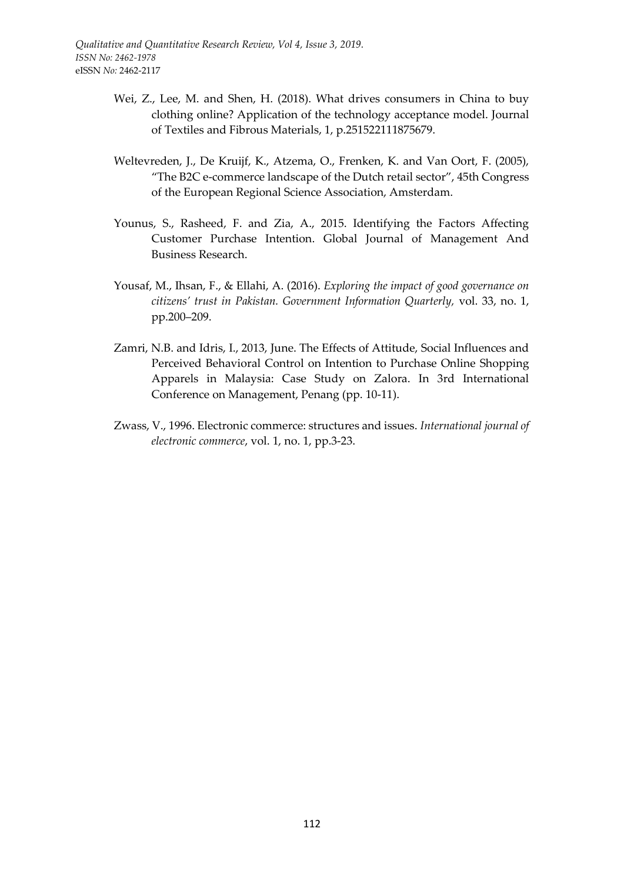Wei, Z., Lee, M. and Shen, H. (2018). What drives consumers in China to buy clothing online? Application of the technology acceptance model. Journal of Textiles and Fibrous Materials, 1, p.251522111875679.

Weltevreden, J., De Kruijf, K., Atzema, O., Frenken, K. and Van Oort, F. (2005), "The B2C e-commerce landscape of the Dutch retail sector", 45th Congress of the European Regional Science Association, Amsterdam.

Younus, S., Rasheed, F. and Zia, A., 2015. Identifying the Factors Affecting Customer Purchase Intention. Global Journal of Management And Business Research.

Yousaf, M., Ihsan, F., & Ellahi, A. (2016). *Exploring the impact of good governance on citizens' trust in Pakistan. Government Information Quarterly,* vol. 33, no. 1, pp.200–209.

Zamri, N.B. and Idris, I., 2013, June. The Effects of Attitude, Social Influences and Perceived Behavioral Control on Intention to Purchase Online Shopping Apparels in Malaysia: Case Study on Zalora. In 3rd International Conference on Management, Penang (pp. 10-11).

Zwass, V., 1996. Electronic commerce: structures and issues. *International journal of electronic commerce*, vol. 1, no. 1, pp.3-23.